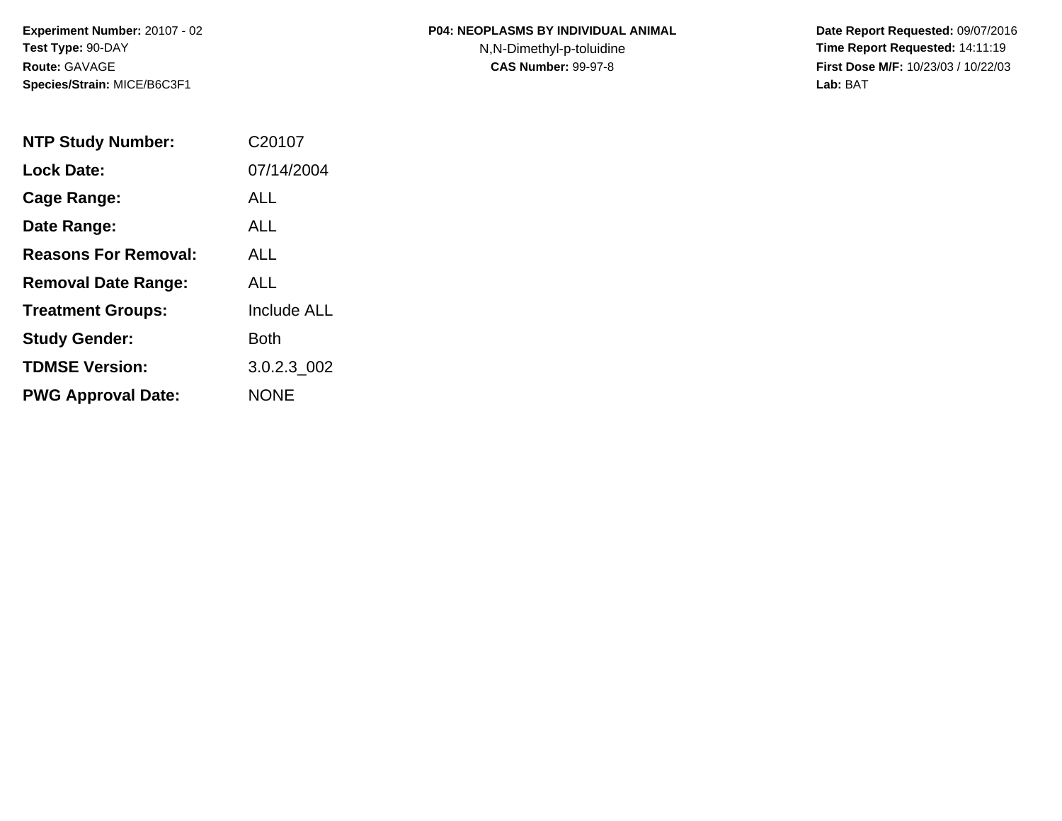**Experiment Number:** 20107 - 02
**Test Type:** 90-DAY
**Route:** GAVAGE
**Species/Strain:** MICE/B6C3F1

**P04: NEOPLASMS BY INDIVIDUAL ANIMAL**
N,N-Dimethyl-p-toluidine
**CAS Number:** 99-97-8

**Date Report Requested:** 09/07/2016
**Time Report Requested:** 14:11:19
**First Dose M/F:** 10/23/03 / 10/22/03
**Lab:** BAT

| | |
|---|---|
| **NTP Study Number:** | C20107 |
| **Lock Date:** | 07/14/2004 |
| **Cage Range:** | ALL |
| **Date Range:** | ALL |
| **Reasons For Removal:** | ALL |
| **Removal Date Range:** | ALL |
| **Treatment Groups:** | Include ALL |
| **Study Gender:** | Both |
| **TDMSE Version:** | 3.0.2.3_002 |
| **PWG Approval Date:** | NONE |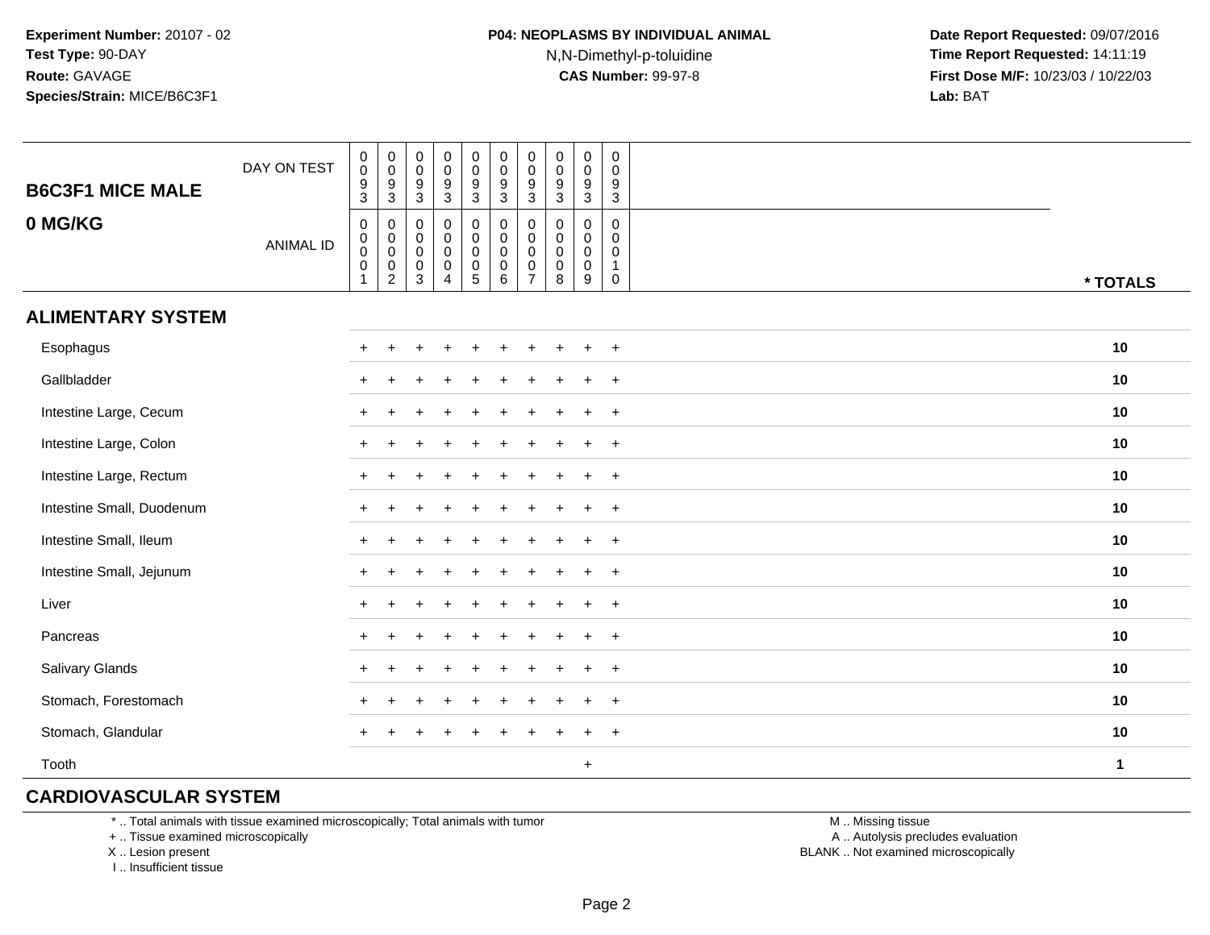Experiment Number: 20107 - 02
Test Type: 90-DAY
Route: GAVAGE
Species/Strain: MICE/B6C3F1

**P04: NEOPLASMS BY INDIVIDUAL ANIMAL**
N,N-Dimethyl-p-toluidine
**CAS Number:** 99-97-8

Date Report Requested: 09/07/2016
Time Report Requested: 14:11:19
First Dose M/F: 10/23/03 / 10/22/03
Lab: BAT

| B6C3F1 MICE MALE<br>0 MG/KG | DAY ON TEST | 0093 | 0093 | 0093 | 0093 | 0093 | 0093 | 0093 | 0093 | 0093 | 0093 | |
|---|---|---|---|---|---|---|---|---|---|---|---|---|
| | ANIMAL ID | 00001 | 00002 | 00003 | 00004 | 00005 | 00006 | 00007 | 00008 | 00009 | 00010 | * TOTALS |
| **ALIMENTARY SYSTEM** | | | | | | | | | | | | |
| Esophagus | | + | + | + | + | + | + | + | + | + | + | 10 |
| Gallbladder | | + | + | + | + | + | + | + | + | + | + | 10 |
| Intestine Large, Cecum | | + | + | + | + | + | + | + | + | + | + | 10 |
| Intestine Large, Colon | | + | + | + | + | + | + | + | + | + | + | 10 |
| Intestine Large, Rectum | | + | + | + | + | + | + | + | + | + | + | 10 |
| Intestine Small, Duodenum | | + | + | + | + | + | + | + | + | + | + | 10 |
| Intestine Small, Ileum | | + | + | + | + | + | + | + | + | + | + | 10 |
| Intestine Small, Jejunum | | + | + | + | + | + | + | + | + | + | + | 10 |
| Liver | | + | + | + | + | + | + | + | + | + | + | 10 |
| Pancreas | | + | + | + | + | + | + | + | + | + | + | 10 |
| Salivary Glands | | + | + | + | + | + | + | + | + | + | + | 10 |
| Stomach, Forestomach | | + | + | + | + | + | + | + | + | + | + | 10 |
| Stomach, Glandular | | + | + | + | + | + | + | + | + | + | + | 10 |
| Tooth | | | | | | | | | | + | | 1 |
| **CARDIOVASCULAR SYSTEM** | | | | | | | | | | | | |

\* .. Total animals with tissue examined microscopically; Total animals with tumor
\+ .. Tissue examined microscopically
X .. Lesion present
I .. Insufficient tissue

M .. Missing tissue
A .. Autolysis precludes evaluation
BLANK .. Not examined microscopically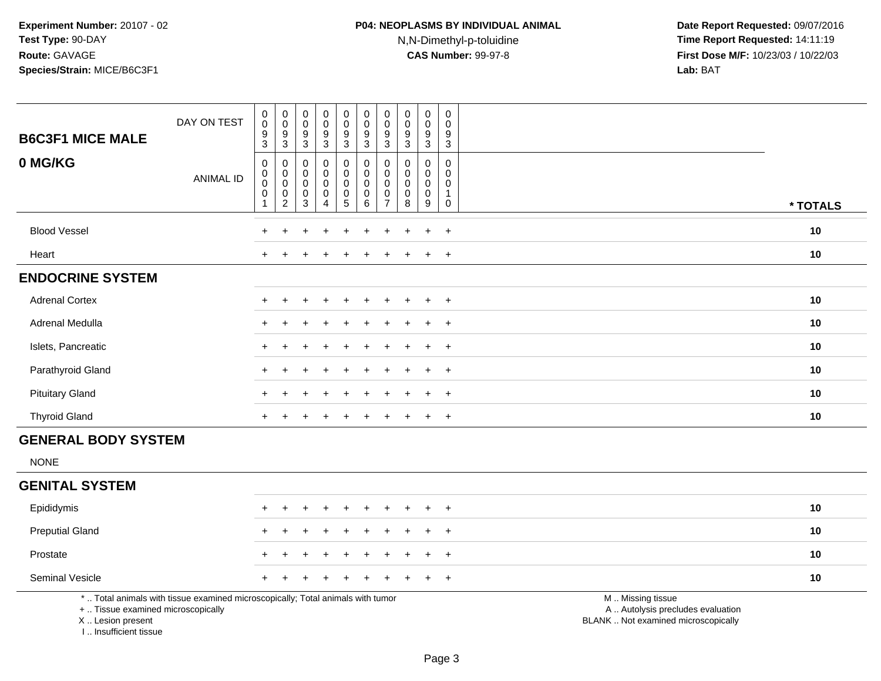**Experiment Number:** 20107 - 02
**Test Type:** 90-DAY
**Route:** GAVAGE
**Species/Strain:** MICE/B6C3F1

**P04: NEOPLASMS BY INDIVIDUAL ANIMAL**
N,N-Dimethyl-p-toluidine
**CAS Number:** 99-97-8

**Date Report Requested:** 09/07/2016
**Time Report Requested:** 14:11:19
**First Dose M/F:** 10/23/03 / 10/22/03
**Lab:** BAT

## B6C3F1 MICE MALE

## 0 MG/KG

| DAY ON TEST | 0093 | 0093 | 0093 | 0093 | 0093 | 0093 | 0093 | 0093 | 0093 | 0093 | |
|---|---|---|---|---|---|---|---|---|---|---|---|
| ANIMAL ID | 00001 | 00002 | 00003 | 00004 | 00005 | 00006 | 00007 | 00008 | 00009 | 00010 | * TOTALS |
| Blood Vessel | + | + | + | + | + | + | + | + | + | + | 10 |
| Heart | + | + | + | + | + | + | + | + | + | + | 10 |
| **ENDOCRINE SYSTEM** | | | | | | | | | | | |
| Adrenal Cortex | + | + | + | + | + | + | + | + | + | + | 10 |
| Adrenal Medulla | + | + | + | + | + | + | + | + | + | + | 10 |
| Islets, Pancreatic | + | + | + | + | + | + | + | + | + | + | 10 |
| Parathyroid Gland | + | + | + | + | + | + | + | + | + | + | 10 |
| Pituitary Gland | + | + | + | + | + | + | + | + | + | + | 10 |
| Thyroid Gland | + | + | + | + | + | + | + | + | + | + | 10 |
| **GENERAL BODY SYSTEM** | | | | | | | | | | | |
| NONE | | | | | | | | | | | |
| **GENITAL SYSTEM** | | | | | | | | | | | |
| Epididymis | + | + | + | + | + | + | + | + | + | + | 10 |
| Preputial Gland | + | + | + | + | + | + | + | + | + | + | 10 |
| Prostate | + | + | + | + | + | + | + | + | + | + | 10 |
| Seminal Vesicle | + | + | + | + | + | + | + | + | + | + | 10 |

* .. Total animals with tissue examined microscopically; Total animals with tumor
+ .. Tissue examined microscopically
X .. Lesion present
I .. Insufficient tissue

M .. Missing tissue
A .. Autolysis precludes evaluation
BLANK .. Not examined microscopically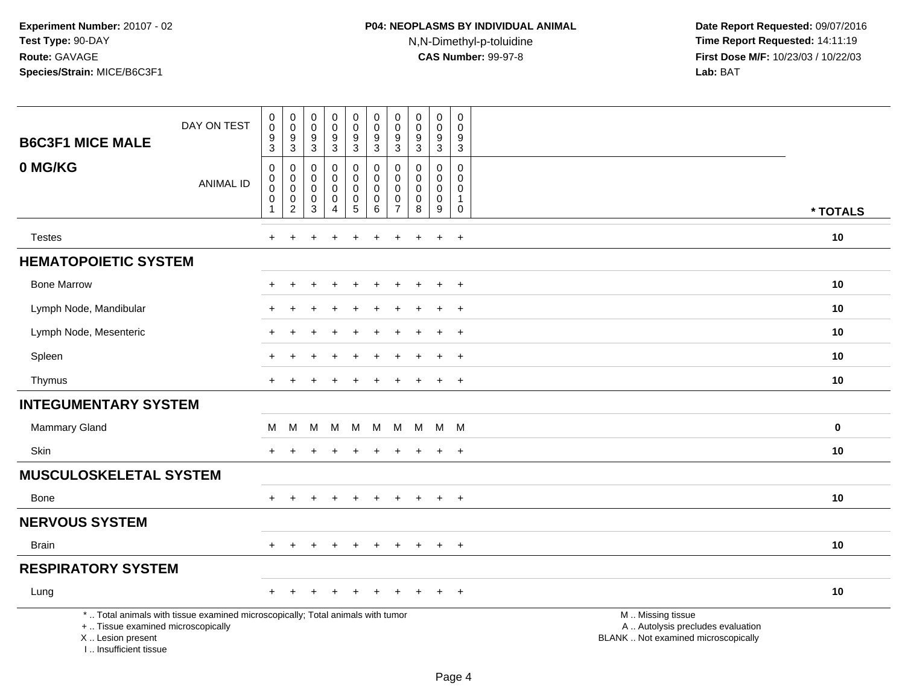**Experiment Number:** 20107 - 02
**Test Type:** 90-DAY
**Route:** GAVAGE
**Species/Strain:** MICE/B6C3F1

**P04: NEOPLASMS BY INDIVIDUAL ANIMAL**
N,N-Dimethyl-p-toluidine
**CAS Number:** 99-97-8

**Date Report Requested:** 09/07/2016
**Time Report Requested:** 14:11:19
**First Dose M/F:** 10/23/03 / 10/22/03
**Lab:** BAT

## B6C3F1 MICE MALE
## 0 MG/KG

| DAY ON TEST | 0093 | 0093 | 0093 | 0093 | 0093 | 0093 | 0093 | 0093 | 0093 | 0093 | |
|---|---|---|---|---|---|---|---|---|---|---|---|
| ANIMAL ID | 00001 | 00002 | 00003 | 00004 | 00005 | 00006 | 00007 | 00008 | 00009 | 00010 | * TOTALS |
| Testes | + | + | + | + | + | + | + | + | + | + | 10 |
| **HEMATOPOIETIC SYSTEM** | | | | | | | | | | | |
| Bone Marrow | + | + | + | + | + | + | + | + | + | + | 10 |
| Lymph Node, Mandibular | + | + | + | + | + | + | + | + | + | + | 10 |
| Lymph Node, Mesenteric | + | + | + | + | + | + | + | + | + | + | 10 |
| Spleen | + | + | + | + | + | + | + | + | + | + | 10 |
| Thymus | + | + | + | + | + | + | + | + | + | + | 10 |
| **INTEGUMENTARY SYSTEM** | | | | | | | | | | | |
| Mammary Gland | M | M | M | M | M | M | M | M | M | M | 0 |
| Skin | + | + | + | + | + | + | + | + | + | + | 10 |
| **MUSCULOSKELETAL SYSTEM** | | | | | | | | | | | |
| Bone | + | + | + | + | + | + | + | + | + | + | 10 |
| **NERVOUS SYSTEM** | | | | | | | | | | | |
| Brain | + | + | + | + | + | + | + | + | + | + | 10 |
| **RESPIRATORY SYSTEM** | | | | | | | | | | | |
| Lung | + | + | + | + | + | + | + | + | + | + | 10 |

* .. Total animals with tissue examined microscopically; Total animals with tumor
+ .. Tissue examined microscopically
X .. Lesion present
I .. Insufficient tissue

M .. Missing tissue
A .. Autolysis precludes evaluation
BLANK .. Not examined microscopically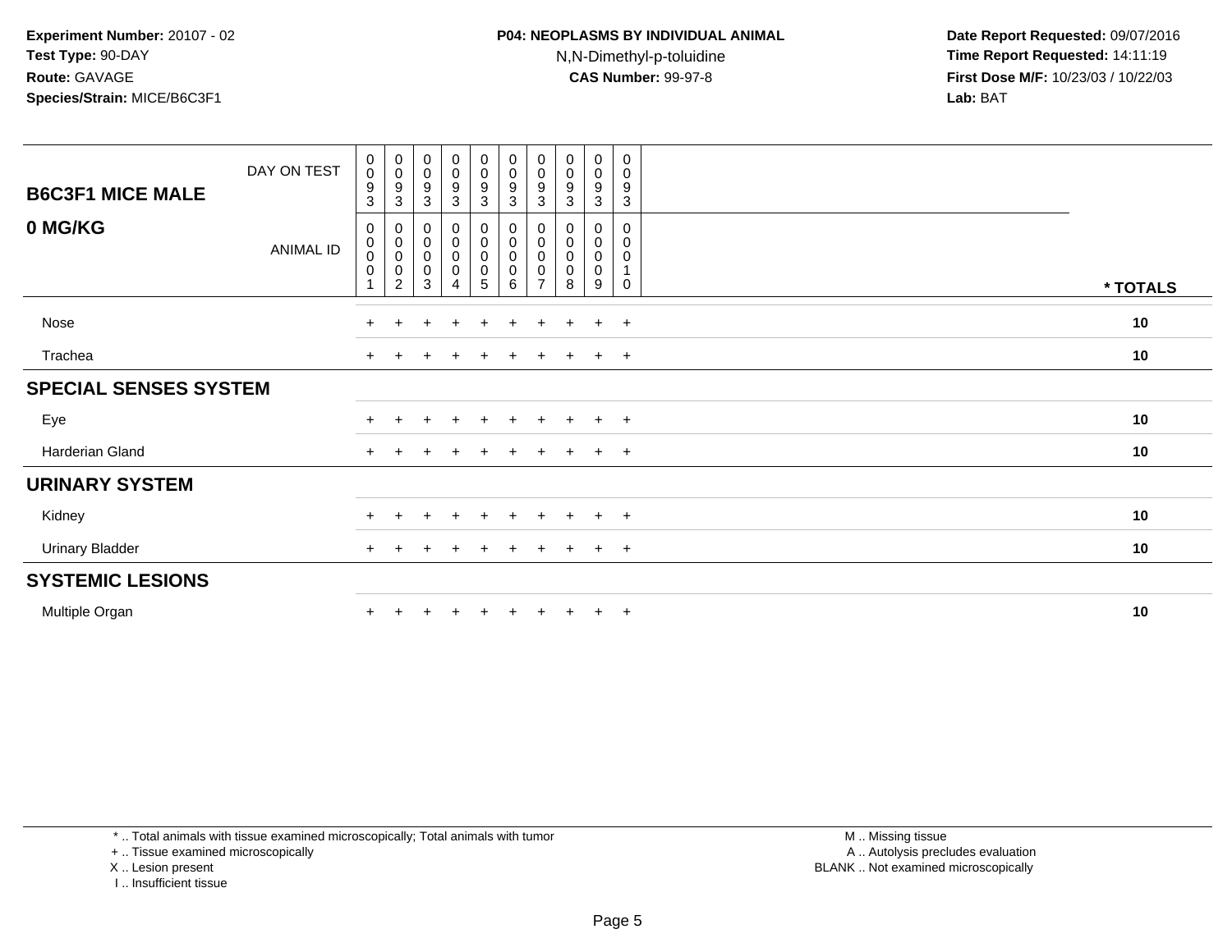**Experiment Number:** 20107 - 02
**Test Type:** 90-DAY
**Route:** GAVAGE
**Species/Strain:** MICE/B6C3F1

**P04: NEOPLASMS BY INDIVIDUAL ANIMAL**
N,N-Dimethyl-p-toluidine
**CAS Number:** 99-97-8

**Date Report Requested:** 09/07/2016
**Time Report Requested:** 14:11:19
**First Dose M/F:** 10/23/03 / 10/22/03
**Lab:** BAT

| **B6C3F1 MICE MALE** DAY ON TEST | 0093 | 0093 | 0093 | 0093 | 0093 | 0093 | 0093 | 0093 | 0093 | 0093 | |
|---|---|---|---|---|---|---|---|---|---|---|---|
| **0 MG/KG** ANIMAL ID | 00001 | 00002 | 00003 | 00004 | 00005 | 00006 | 00007 | 00008 | 00009 | 00010 | *** TOTALS** |
| Nose | + | + | + | + | + | + | + | + | + | + | **10** |
| Trachea | + | + | + | + | + | + | + | + | + | + | **10** |
| **SPECIAL SENSES SYSTEM** | | | | | | | | | | | |
| Eye | + | + | + | + | + | + | + | + | + | + | **10** |
| Harderian Gland | + | + | + | + | + | + | + | + | + | + | **10** |
| **URINARY SYSTEM** | | | | | | | | | | | |
| Kidney | + | + | + | + | + | + | + | + | + | + | **10** |
| Urinary Bladder | + | + | + | + | + | + | + | + | + | + | **10** |
| **SYSTEMIC LESIONS** | | | | | | | | | | | |
| Multiple Organ | + | + | + | + | + | + | + | + | + | + | **10** |

\* .. Total animals with tissue examined microscopically; Total animals with tumor
\+ .. Tissue examined microscopically
X .. Lesion present
I .. Insufficient tissue

M .. Missing tissue
A .. Autolysis precludes evaluation
BLANK .. Not examined microscopically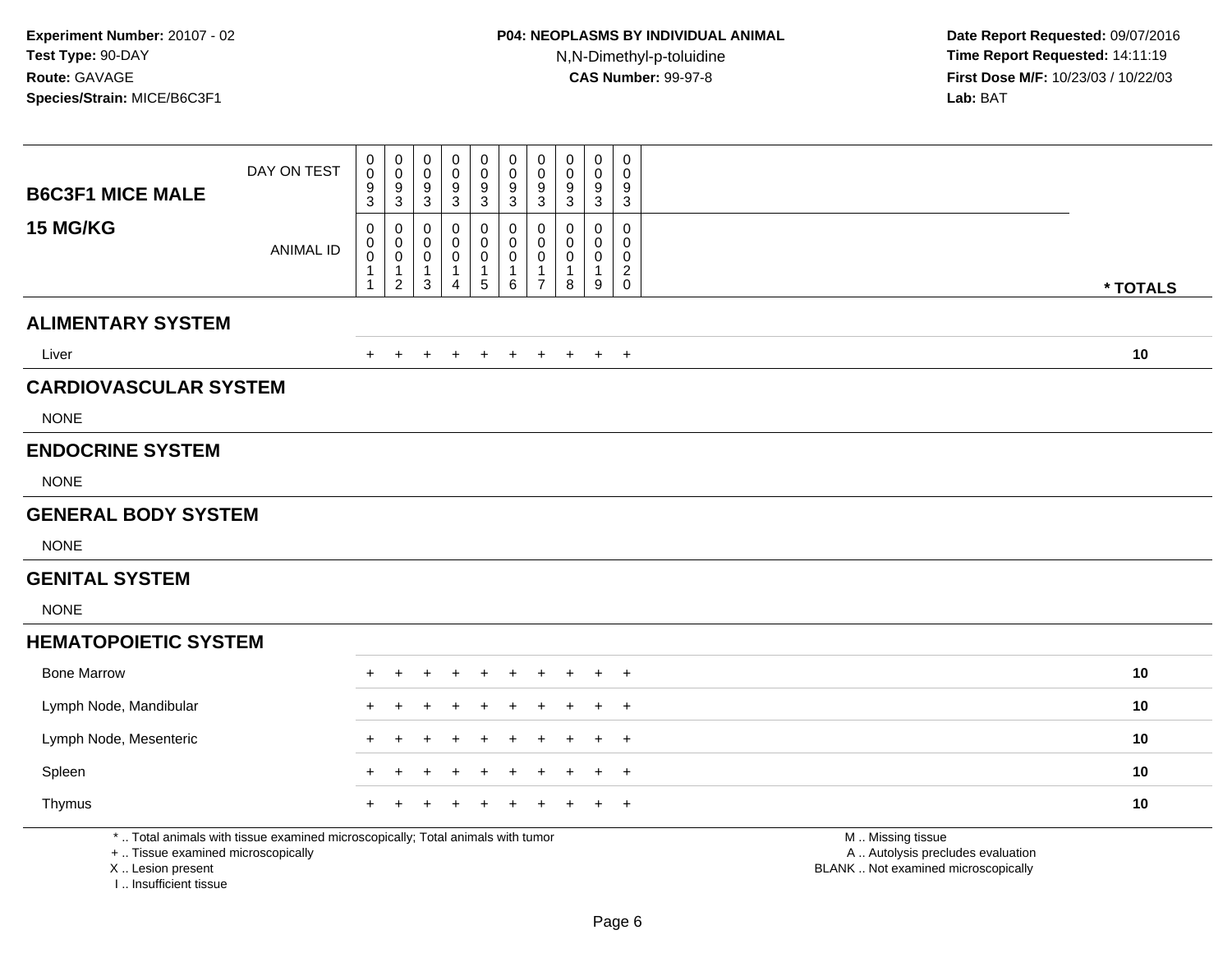**Experiment Number:** 20107 - 02
**Test Type:** 90-DAY
**Route:** GAVAGE
**Species/Strain:** MICE/B6C3F1

**P04: NEOPLASMS BY INDIVIDUAL ANIMAL**
N,N-Dimethyl-p-toluidine
**CAS Number:** 99-97-8

**Date Report Requested:** 09/07/2016
**Time Report Requested:** 14:11:19
**First Dose M/F:** 10/23/03 / 10/22/03
**Lab:** BAT

| **B6C3F1 MICE MALE 15 MG/KG** | | | | | | | | | | | |
|---|---|---|---|---|---|---|---|---|---|---|---|
| DAY ON TEST | 0093 | 0093 | 0093 | 0093 | 0093 | 0093 | 0093 | 0093 | 0093 | 0093 | |
| ANIMAL ID | 00011 | 00012 | 00013 | 00014 | 00015 | 00016 | 00017 | 00018 | 00019 | 00020 | *** TOTALS** |
| **ALIMENTARY SYSTEM** | | | | | | | | | | | |
| Liver | + | + | + | + | + | + | + | + | + | + | **10** |
| **CARDIOVASCULAR SYSTEM** | | | | | | | | | | | |
| NONE | | | | | | | | | | | |
| **ENDOCRINE SYSTEM** | | | | | | | | | | | |
| NONE | | | | | | | | | | | |
| **GENERAL BODY SYSTEM** | | | | | | | | | | | |
| NONE | | | | | | | | | | | |
| **GENITAL SYSTEM** | | | | | | | | | | | |
| NONE | | | | | | | | | | | |
| **HEMATOPOIETIC SYSTEM** | | | | | | | | | | | |
| Bone Marrow | + | + | + | + | + | + | + | + | + | + | **10** |
| Lymph Node, Mandibular | + | + | + | + | + | + | + | + | + | + | **10** |
| Lymph Node, Mesenteric | + | + | + | + | + | + | + | + | + | + | **10** |
| Spleen | + | + | + | + | + | + | + | + | + | + | **10** |
| Thymus | + | + | + | + | + | + | + | + | + | + | **10** |

* .. Total animals with tissue examined microscopically; Total animals with tumor
+ .. Tissue examined microscopically
X .. Lesion present
I .. Insufficient tissue

M .. Missing tissue
A .. Autolysis precludes evaluation
BLANK .. Not examined microscopically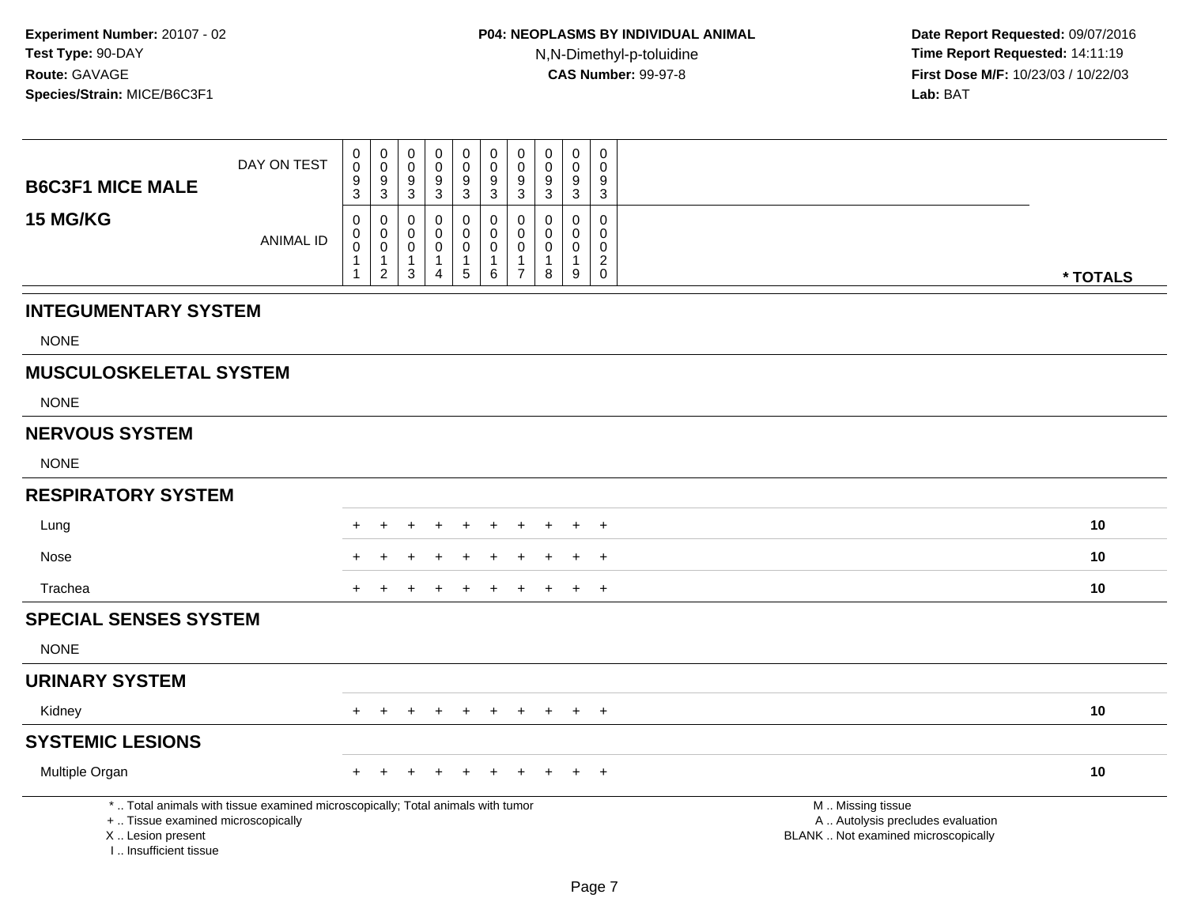**Experiment Number:** 20107 - 02
**Test Type:** 90-DAY
**Route:** GAVAGE
**Species/Strain:** MICE/B6C3F1

**P04: NEOPLASMS BY INDIVIDUAL ANIMAL**
N,N-Dimethyl-p-toluidine
**CAS Number:** 99-97-8

**Date Report Requested:** 09/07/2016
**Time Report Requested:** 14:11:19
**First Dose M/F:** 10/23/03 / 10/22/03
**Lab:** BAT

| B6C3F1 MICE MALE 15 MG/KG | | | | | | | | | | | |
|---|---|---|---|---|---|---|---|---|---|---|---|
| DAY ON TEST | 0093 | 0093 | 0093 | 0093 | 0093 | 0093 | 0093 | 0093 | 0093 | 0093 | |
| ANIMAL ID | 00011 | 00012 | 00013 | 00014 | 00015 | 00016 | 00017 | 00018 | 00019 | 00020 | * TOTALS |
| **INTEGUMENTARY SYSTEM** | | | | | | | | | | | |
| NONE | | | | | | | | | | | |
| **MUSCULOSKELETAL SYSTEM** | | | | | | | | | | | |
| NONE | | | | | | | | | | | |
| **NERVOUS SYSTEM** | | | | | | | | | | | |
| NONE | | | | | | | | | | | |
| **RESPIRATORY SYSTEM** | | | | | | | | | | | |
| Lung | + | + | + | + | + | + | + | + | + | + | 10 |
| Nose | + | + | + | + | + | + | + | + | + | + | 10 |
| Trachea | + | + | + | + | + | + | + | + | + | + | 10 |
| **SPECIAL SENSES SYSTEM** | | | | | | | | | | | |
| NONE | | | | | | | | | | | |
| **URINARY SYSTEM** | | | | | | | | | | | |
| Kidney | + | + | + | + | + | + | + | + | + | + | 10 |
| **SYSTEMIC LESIONS** | | | | | | | | | | | |
| Multiple Organ | + | + | + | + | + | + | + | + | + | + | 10 |

* .. Total animals with tissue examined microscopically; Total animals with tumor
+ .. Tissue examined microscopically
X .. Lesion present
I .. Insufficient tissue

M .. Missing tissue
A .. Autolysis precludes evaluation
BLANK .. Not examined microscopically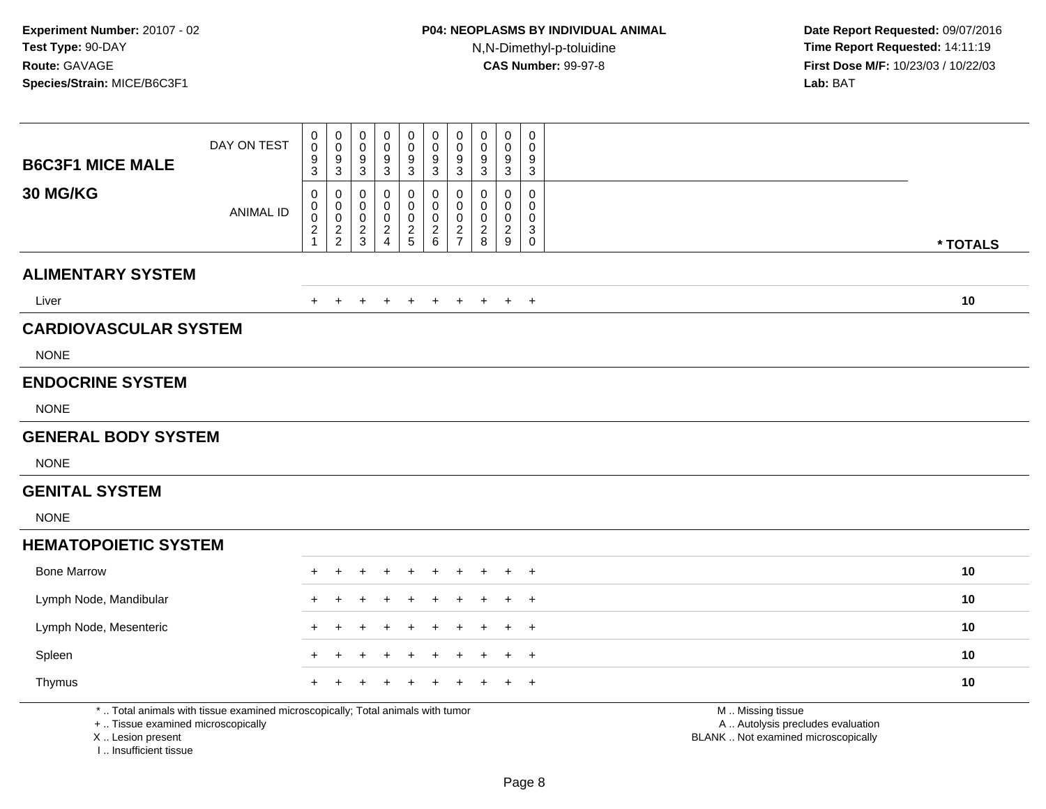**Experiment Number:** 20107 - 02
**Test Type:** 90-DAY
**Route:** GAVAGE
**Species/Strain:** MICE/B6C3F1

**P04: NEOPLASMS BY INDIVIDUAL ANIMAL**
N,N-Dimethyl-p-toluidine
**CAS Number:** 99-97-8

**Date Report Requested:** 09/07/2016
**Time Report Requested:** 14:11:19
**First Dose M/F:** 10/23/03 / 10/22/03
**Lab:** BAT

| B6C3F1 MICE MALE 30 MG/KG | | | | | | | | | | | |
|---|---|---|---|---|---|---|---|---|---|---|---|
| DAY ON TEST | 0093 | 0093 | 0093 | 0093 | 0093 | 0093 | 0093 | 0093 | 0093 | 0093 | |
| ANIMAL ID | 00021 | 00022 | 00023 | 00024 | 00025 | 00026 | 00027 | 00028 | 00029 | 00030 | * TOTALS |
| **ALIMENTARY SYSTEM** | | | | | | | | | | | |
| Liver | + | + | + | + | + | + | + | + | + | + | 10 |
| **CARDIOVASCULAR SYSTEM** | | | | | | | | | | | |
| NONE | | | | | | | | | | | |
| **ENDOCRINE SYSTEM** | | | | | | | | | | | |
| NONE | | | | | | | | | | | |
| **GENERAL BODY SYSTEM** | | | | | | | | | | | |
| NONE | | | | | | | | | | | |
| **GENITAL SYSTEM** | | | | | | | | | | | |
| NONE | | | | | | | | | | | |
| **HEMATOPOIETIC SYSTEM** | | | | | | | | | | | |
| Bone Marrow | + | + | + | + | + | + | + | + | + | + | 10 |
| Lymph Node, Mandibular | + | + | + | + | + | + | + | + | + | + | 10 |
| Lymph Node, Mesenteric | + | + | + | + | + | + | + | + | + | + | 10 |
| Spleen | + | + | + | + | + | + | + | + | + | + | 10 |
| Thymus | + | + | + | + | + | + | + | + | + | + | 10 |

* .. Total animals with tissue examined microscopically; Total animals with tumor
+ .. Tissue examined microscopically
X .. Lesion present
I .. Insufficient tissue

M .. Missing tissue
A .. Autolysis precludes evaluation
BLANK .. Not examined microscopically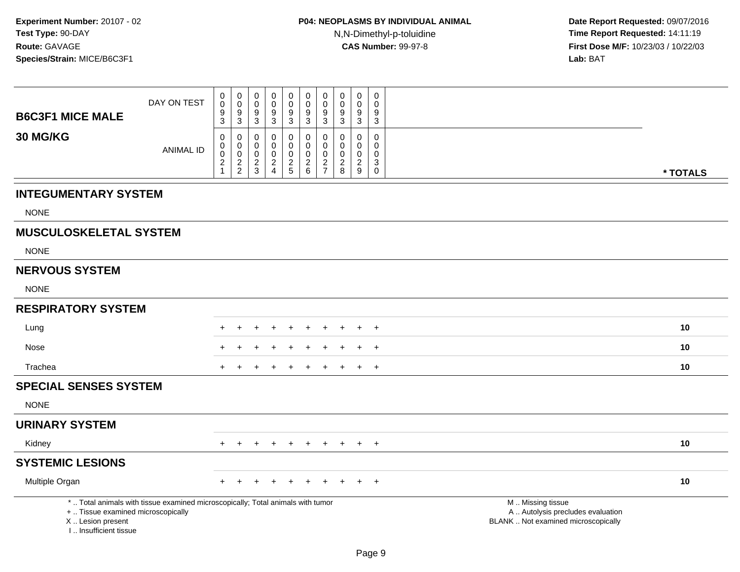**Experiment Number:** 20107 - 02
**Test Type:** 90-DAY
**Route:** GAVAGE
**Species/Strain:** MICE/B6C3F1

**P04: NEOPLASMS BY INDIVIDUAL ANIMAL**
N,N-Dimethyl-p-toluidine
**CAS Number:** 99-97-8

**Date Report Requested:** 09/07/2016
**Time Report Requested:** 14:11:19
**First Dose M/F:** 10/23/03 / 10/22/03
**Lab:** BAT

| B6C3F1 MICE MALE 30 MG/KG | | | | | | | | | | | |
|---|---|---|---|---|---|---|---|---|---|---|---|
| DAY ON TEST | 0093 | 0093 | 0093 | 0093 | 0093 | 0093 | 0093 | 0093 | 0093 | 0093 | |
| ANIMAL ID | 00021 | 00022 | 00023 | 00024 | 00025 | 00026 | 00027 | 00028 | 00029 | 00030 | * TOTALS |
| **INTEGUMENTARY SYSTEM** | | | | | | | | | | | |
| NONE | | | | | | | | | | | |
| **MUSCULOSKELETAL SYSTEM** | | | | | | | | | | | |
| NONE | | | | | | | | | | | |
| **NERVOUS SYSTEM** | | | | | | | | | | | |
| NONE | | | | | | | | | | | |
| **RESPIRATORY SYSTEM** | | | | | | | | | | | |
| Lung | + | + | + | + | + | + | + | + | + | + | 10 |
| Nose | + | + | + | + | + | + | + | + | + | + | 10 |
| Trachea | + | + | + | + | + | + | + | + | + | + | 10 |
| **SPECIAL SENSES SYSTEM** | | | | | | | | | | | |
| NONE | | | | | | | | | | | |
| **URINARY SYSTEM** | | | | | | | | | | | |
| Kidney | + | + | + | + | + | + | + | + | + | + | 10 |
| **SYSTEMIC LESIONS** | | | | | | | | | | | |
| Multiple Organ | + | + | + | + | + | + | + | + | + | + | 10 |

* .. Total animals with tissue examined microscopically; Total animals with tumor
+ .. Tissue examined microscopically
X .. Lesion present
I .. Insufficient tissue

M .. Missing tissue
A .. Autolysis precludes evaluation
BLANK .. Not examined microscopically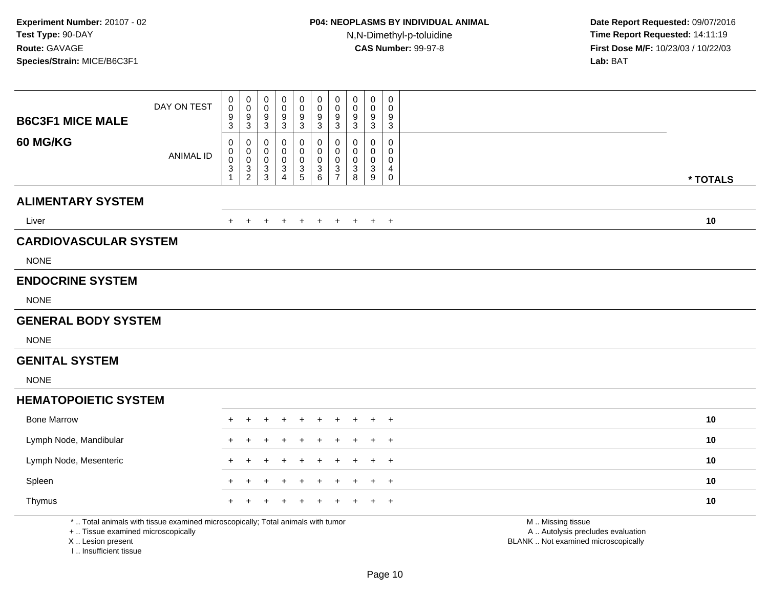**Experiment Number:** 20107 - 02
**Test Type:** 90-DAY
**Route:** GAVAGE
**Species/Strain:** MICE/B6C3F1

**P04: NEOPLASMS BY INDIVIDUAL ANIMAL**
N,N-Dimethyl-p-toluidine
**CAS Number:** 99-97-8

**Date Report Requested:** 09/07/2016
**Time Report Requested:** 14:11:19
**First Dose M/F:** 10/23/03 / 10/22/03
**Lab:** BAT

| B6C3F1 MICE MALE 60 MG/KG | | | | | | | | | | | |
|---|---|---|---|---|---|---|---|---|---|---|---|
| DAY ON TEST | 0093 | 0093 | 0093 | 0093 | 0093 | 0093 | 0093 | 0093 | 0093 | 0093 | |
| ANIMAL ID | 00031 | 00032 | 00033 | 00034 | 00035 | 00036 | 00037 | 00038 | 00039 | 00040 | * TOTALS |
| **ALIMENTARY SYSTEM** | | | | | | | | | | | |
| Liver | + | + | + | + | + | + | + | + | + | + | 10 |
| **CARDIOVASCULAR SYSTEM** | | | | | | | | | | | |
| NONE | | | | | | | | | | | |
| **ENDOCRINE SYSTEM** | | | | | | | | | | | |
| NONE | | | | | | | | | | | |
| **GENERAL BODY SYSTEM** | | | | | | | | | | | |
| NONE | | | | | | | | | | | |
| **GENITAL SYSTEM** | | | | | | | | | | | |
| NONE | | | | | | | | | | | |
| **HEMATOPOIETIC SYSTEM** | | | | | | | | | | | |
| Bone Marrow | + | + | + | + | + | + | + | + | + | + | 10 |
| Lymph Node, Mandibular | + | + | + | + | + | + | + | + | + | + | 10 |
| Lymph Node, Mesenteric | + | + | + | + | + | + | + | + | + | + | 10 |
| Spleen | + | + | + | + | + | + | + | + | + | + | 10 |
| Thymus | + | + | + | + | + | + | + | + | + | + | 10 |

\* .. Total animals with tissue examined microscopically; Total animals with tumor
\+ .. Tissue examined microscopically
X .. Lesion present
I .. Insufficient tissue

M .. Missing tissue
A .. Autolysis precludes evaluation
BLANK .. Not examined microscopically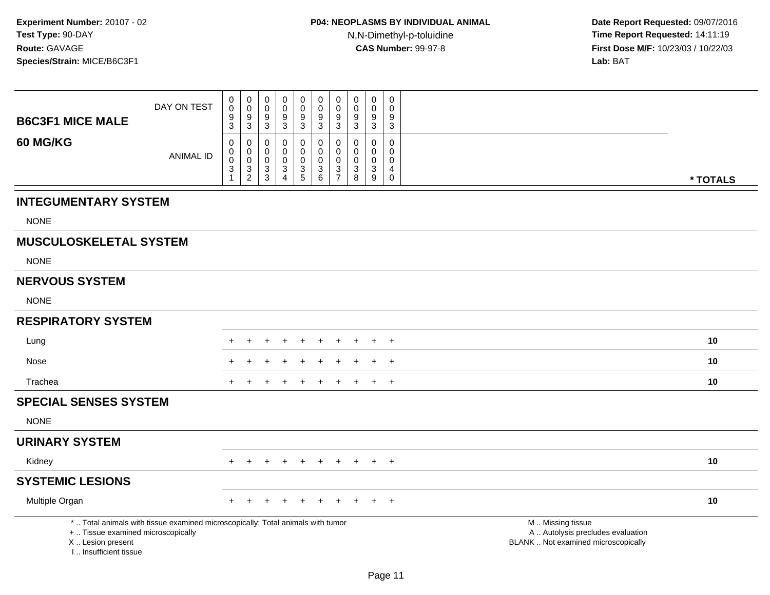**Experiment Number:** 20107 - 02
**Test Type:** 90-DAY
**Route:** GAVAGE
**Species/Strain:** MICE/B6C3F1

**P04: NEOPLASMS BY INDIVIDUAL ANIMAL**
N,N-Dimethyl-p-toluidine
**CAS Number:** 99-97-8

**Date Report Requested:** 09/07/2016
**Time Report Requested:** 14:11:19
**First Dose M/F:** 10/23/03 / 10/22/03
**Lab:** BAT

## B6C3F1 MICE MALE
## 60 MG/KG

| | | | | | | | | | | | |
|---|---|---|---|---|---|---|---|---|---|---|---|
| DAY ON TEST | 0093 | 0093 | 0093 | 0093 | 0093 | 0093 | 0093 | 0093 | 0093 | 0093 | |
| ANIMAL ID | 00031 | 00032 | 00033 | 00034 | 00035 | 00036 | 00037 | 00038 | 00039 | 00040 | * TOTALS |
| **INTEGUMENTARY SYSTEM** | | | | | | | | | | | |
| NONE | | | | | | | | | | | |
| **MUSCULOSKELETAL SYSTEM** | | | | | | | | | | | |
| NONE | | | | | | | | | | | |
| **NERVOUS SYSTEM** | | | | | | | | | | | |
| NONE | | | | | | | | | | | |
| **RESPIRATORY SYSTEM** | | | | | | | | | | | |
| Lung | + | + | + | + | + | + | + | + | + | + | 10 |
| Nose | + | + | + | + | + | + | + | + | + | + | 10 |
| Trachea | + | + | + | + | + | + | + | + | + | + | 10 |
| **SPECIAL SENSES SYSTEM** | | | | | | | | | | | |
| NONE | | | | | | | | | | | |
| **URINARY SYSTEM** | | | | | | | | | | | |
| Kidney | + | + | + | + | + | + | + | + | + | + | 10 |
| **SYSTEMIC LESIONS** | | | | | | | | | | | |
| Multiple Organ | + | + | + | + | + | + | + | + | + | + | 10 |

* .. Total animals with tissue examined microscopically; Total animals with tumor
+ .. Tissue examined microscopically
X .. Lesion present
I .. Insufficient tissue

M .. Missing tissue
A .. Autolysis precludes evaluation
BLANK .. Not examined microscopically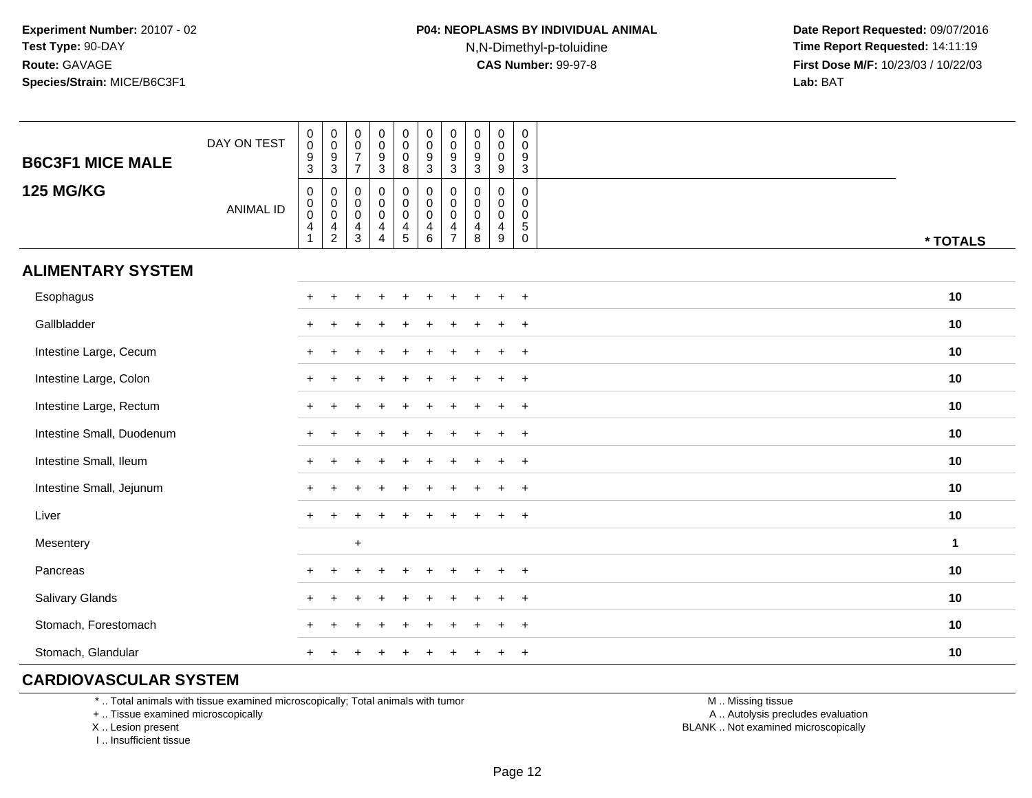**Experiment Number:** 20107 - 02
**Test Type:** 90-DAY
**Route:** GAVAGE
**Species/Strain:** MICE/B6C3F1

**P04: NEOPLASMS BY INDIVIDUAL ANIMAL**
N,N-Dimethyl-p-toluidine
**CAS Number:** 99-97-8

**Date Report Requested:** 09/07/2016
**Time Report Requested:** 14:11:19
**First Dose M/F:** 10/23/03 / 10/22/03
**Lab:** BAT

## B6C3F1 MICE MALE
## 125 MG/KG

| | | | | | | | | | | | |
|---|---|---|---|---|---|---|---|---|---|---|---|
| DAY ON TEST | 0093 | 0093 | 0077 | 0093 | 0008 | 0093 | 0093 | 0093 | 0009 | 0093 | |
| ANIMAL ID | 00041 | 00042 | 00043 | 00044 | 00045 | 00046 | 00047 | 00048 | 00049 | 00050 | * TOTALS |
| **ALIMENTARY SYSTEM** | | | | | | | | | | | |
| Esophagus | + | + | + | + | + | + | + | + | + | + | 10 |
| Gallbladder | + | + | + | + | + | + | + | + | + | + | 10 |
| Intestine Large, Cecum | + | + | + | + | + | + | + | + | + | + | 10 |
| Intestine Large, Colon | + | + | + | + | + | + | + | + | + | + | 10 |
| Intestine Large, Rectum | + | + | + | + | + | + | + | + | + | + | 10 |
| Intestine Small, Duodenum | + | + | + | + | + | + | + | + | + | + | 10 |
| Intestine Small, Ileum | + | + | + | + | + | + | + | + | + | + | 10 |
| Intestine Small, Jejunum | + | + | + | + | + | + | + | + | + | + | 10 |
| Liver | + | + | + | + | + | + | + | + | + | + | 10 |
| Mesentery | | | + | | | | | | | | 1 |
| Pancreas | + | + | + | + | + | + | + | + | + | + | 10 |
| Salivary Glands | + | + | + | + | + | + | + | + | + | + | 10 |
| Stomach, Forestomach | + | + | + | + | + | + | + | + | + | + | 10 |
| Stomach, Glandular | + | + | + | + | + | + | + | + | + | + | 10 |
| **CARDIOVASCULAR SYSTEM** | | | | | | | | | | | |

* .. Total animals with tissue examined microscopically; Total animals with tumor
+ .. Tissue examined microscopically
X .. Lesion present
I .. Insufficient tissue

M .. Missing tissue
A .. Autolysis precludes evaluation
BLANK .. Not examined microscopically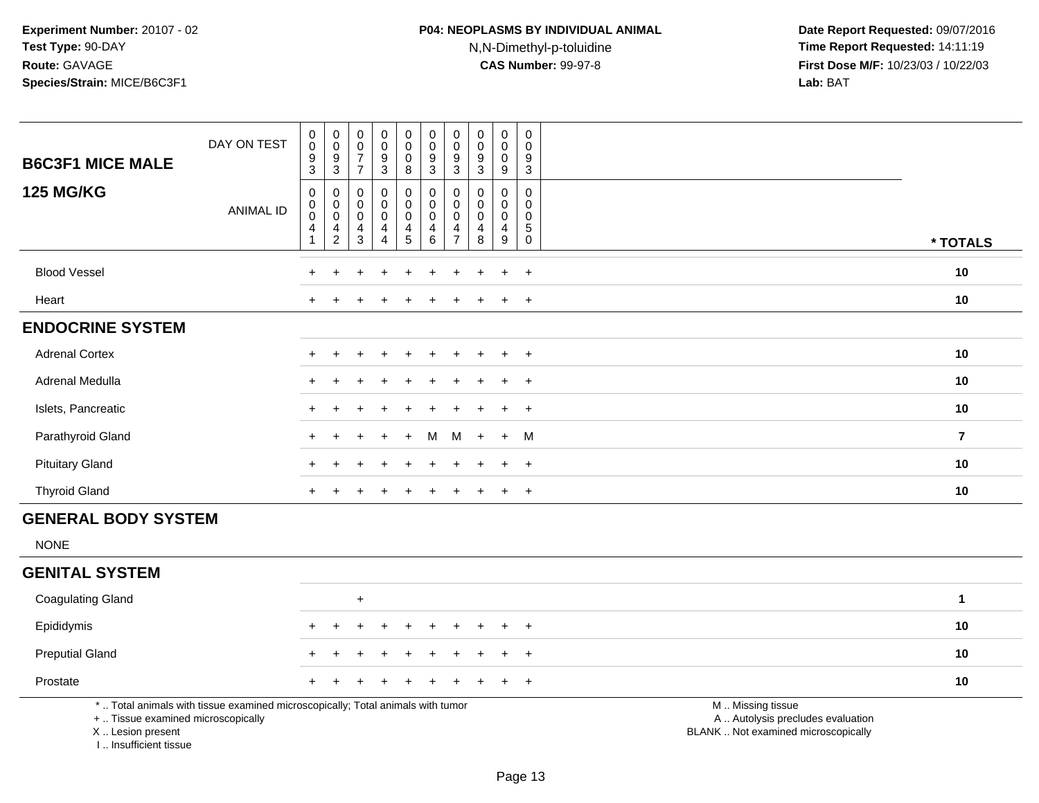Experiment Number: 20107 - 02
Test Type: 90-DAY
Route: GAVAGE
Species/Strain: MICE/B6C3F1

**P04: NEOPLASMS BY INDIVIDUAL ANIMAL**
N,N-Dimethyl-p-toluidine
**CAS Number:** 99-97-8

Date Report Requested: 09/07/2016
Time Report Requested: 14:11:19
First Dose M/F: 10/23/03 / 10/22/03
Lab: BAT

| B6C3F1 MICE MALE — 125 MG/KG | | | | | | | | | | | |
|---|---|---|---|---|---|---|---|---|---|---|---|
| DAY ON TEST | 0093 | 0093 | 0077 | 0093 | 0008 | 0093 | 0093 | 0093 | 0009 | 0093 | |
| ANIMAL ID | 00041 | 00042 | 00043 | 00044 | 00045 | 00046 | 00047 | 00048 | 00049 | 00050 | * TOTALS |
| Blood Vessel | + | + | + | + | + | + | + | + | + | + | 10 |
| Heart | + | + | + | + | + | + | + | + | + | + | 10 |
| **ENDOCRINE SYSTEM** | | | | | | | | | | | |
| Adrenal Cortex | + | + | + | + | + | + | + | + | + | + | 10 |
| Adrenal Medulla | + | + | + | + | + | + | + | + | + | + | 10 |
| Islets, Pancreatic | + | + | + | + | + | + | + | + | + | + | 10 |
| Parathyroid Gland | + | + | + | + | + | M | M | + | + | M | 7 |
| Pituitary Gland | + | + | + | + | + | + | + | + | + | + | 10 |
| Thyroid Gland | + | + | + | + | + | + | + | + | + | + | 10 |
| **GENERAL BODY SYSTEM** | | | | | | | | | | | |
| NONE | | | | | | | | | | | |
| **GENITAL SYSTEM** | | | | | | | | | | | |
| Coagulating Gland | | | + | | | | | | | | 1 |
| Epididymis | + | + | + | + | + | + | + | + | + | + | 10 |
| Preputial Gland | + | + | + | + | + | + | + | + | + | + | 10 |
| Prostate | + | + | + | + | + | + | + | + | + | + | 10 |

* .. Total animals with tissue examined microscopically; Total animals with tumor
+ .. Tissue examined microscopically
X .. Lesion present
I .. Insufficient tissue

M .. Missing tissue
A .. Autolysis precludes evaluation
BLANK .. Not examined microscopically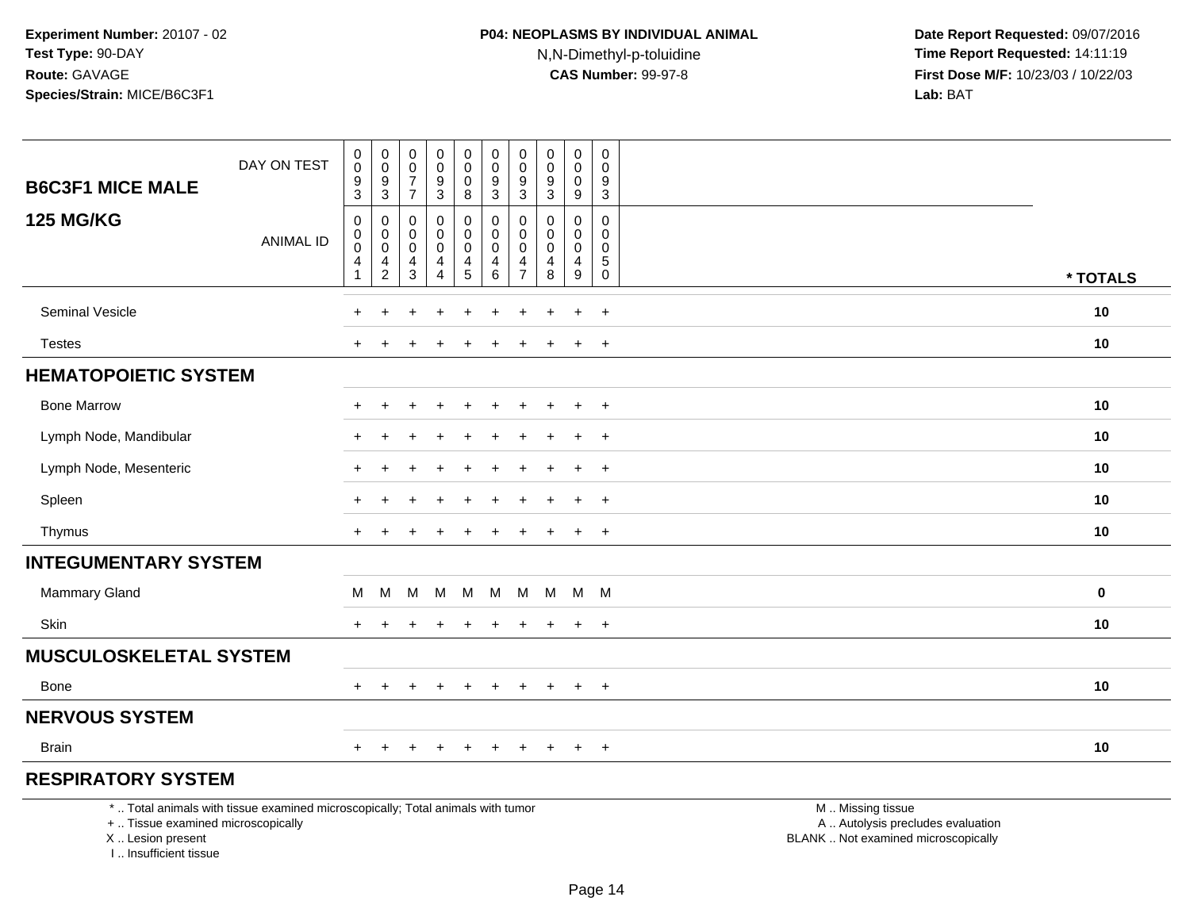**Experiment Number:** 20107 - 02
**Test Type:** 90-DAY
**Route:** GAVAGE
**Species/Strain:** MICE/B6C3F1

**P04: NEOPLASMS BY INDIVIDUAL ANIMAL**
N,N-Dimethyl-p-toluidine
**CAS Number:** 99-97-8

**Date Report Requested:** 09/07/2016
**Time Report Requested:** 14:11:19
**First Dose M/F:** 10/23/03 / 10/22/03
**Lab:** BAT

| B6C3F1 MICE MALE 125 MG/KG | | | | | | | | | | | |
|---|---|---|---|---|---|---|---|---|---|---|---|
| DAY ON TEST | 0093 | 0093 | 0077 | 0093 | 0008 | 0093 | 0093 | 0093 | 0009 | 0093 | |
| ANIMAL ID | 00041 | 00042 | 00043 | 00044 | 00045 | 00046 | 00047 | 00048 | 00049 | 00050 | * TOTALS |
| Seminal Vesicle | + | + | + | + | + | + | + | + | + | + | 10 |
| Testes | + | + | + | + | + | + | + | + | + | + | 10 |
| **HEMATOPOIETIC SYSTEM** | | | | | | | | | | | |
| Bone Marrow | + | + | + | + | + | + | + | + | + | + | 10 |
| Lymph Node, Mandibular | + | + | + | + | + | + | + | + | + | + | 10 |
| Lymph Node, Mesenteric | + | + | + | + | + | + | + | + | + | + | 10 |
| Spleen | + | + | + | + | + | + | + | + | + | + | 10 |
| Thymus | + | + | + | + | + | + | + | + | + | + | 10 |
| **INTEGUMENTARY SYSTEM** | | | | | | | | | | | |
| Mammary Gland | M | M | M | M | M | M | M | M | M | M | 0 |
| Skin | + | + | + | + | + | + | + | + | + | + | 10 |
| **MUSCULOSKELETAL SYSTEM** | | | | | | | | | | | |
| Bone | + | + | + | + | + | + | + | + | + | + | 10 |
| **NERVOUS SYSTEM** | | | | | | | | | | | |
| Brain | + | + | + | + | + | + | + | + | + | + | 10 |
| **RESPIRATORY SYSTEM** | | | | | | | | | | | |

* .. Total animals with tissue examined microscopically; Total animals with tumor
+ .. Tissue examined microscopically
X .. Lesion present
I .. Insufficient tissue

M .. Missing tissue
A .. Autolysis precludes evaluation
BLANK .. Not examined microscopically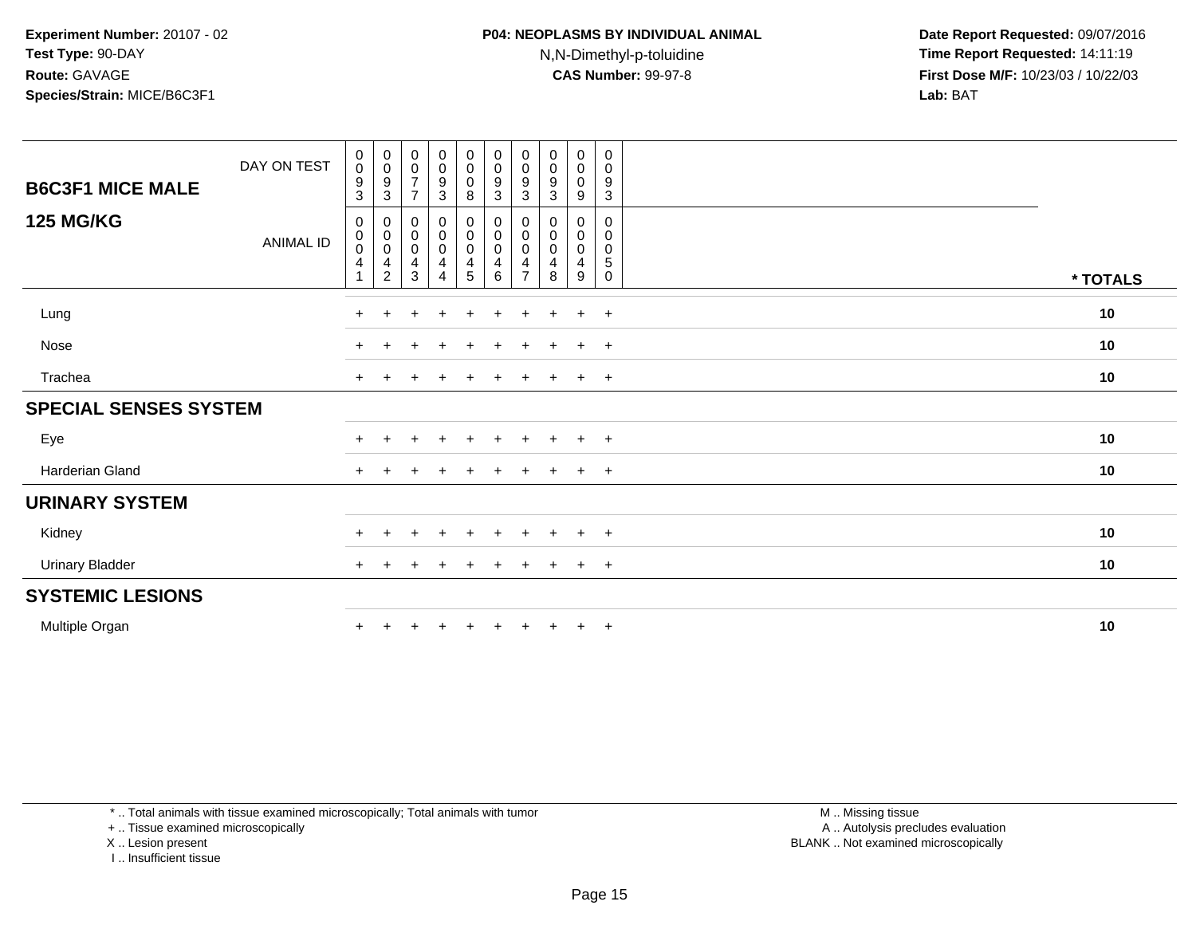**Experiment Number:** 20107 - 02
**Test Type:** 90-DAY
**Route:** GAVAGE
**Species/Strain:** MICE/B6C3F1

**P04: NEOPLASMS BY INDIVIDUAL ANIMAL**
N,N-Dimethyl-p-toluidine
**CAS Number:** 99-97-8

**Date Report Requested:** 09/07/2016
**Time Report Requested:** 14:11:19
**First Dose M/F:** 10/23/03 / 10/22/03
**Lab:** BAT

| B6C3F1 MICE MALE 125 MG/KG | | | | | | | | | | | |
|---|---|---|---|---|---|---|---|---|---|---|---|
| DAY ON TEST | 0093 | 0093 | 0077 | 0093 | 0008 | 0093 | 0093 | 0093 | 0009 | 0093 | |
| ANIMAL ID | 00041 | 00042 | 00043 | 00044 | 00045 | 00046 | 00047 | 00048 | 00049 | 00050 | * TOTALS |
| Lung | + | + | + | + | + | + | + | + | + | + | 10 |
| Nose | + | + | + | + | + | + | + | + | + | + | 10 |
| Trachea | + | + | + | + | + | + | + | + | + | + | 10 |
| **SPECIAL SENSES SYSTEM** | | | | | | | | | | | |
| Eye | + | + | + | + | + | + | + | + | + | + | 10 |
| Harderian Gland | + | + | + | + | + | + | + | + | + | + | 10 |
| **URINARY SYSTEM** | | | | | | | | | | | |
| Kidney | + | + | + | + | + | + | + | + | + | + | 10 |
| Urinary Bladder | + | + | + | + | + | + | + | + | + | + | 10 |
| **SYSTEMIC LESIONS** | | | | | | | | | | | |
| Multiple Organ | + | + | + | + | + | + | + | + | + | + | 10 |

* .. Total animals with tissue examined microscopically; Total animals with tumor
+ .. Tissue examined microscopically
X .. Lesion present
I .. Insufficient tissue

M .. Missing tissue
A .. Autolysis precludes evaluation
BLANK .. Not examined microscopically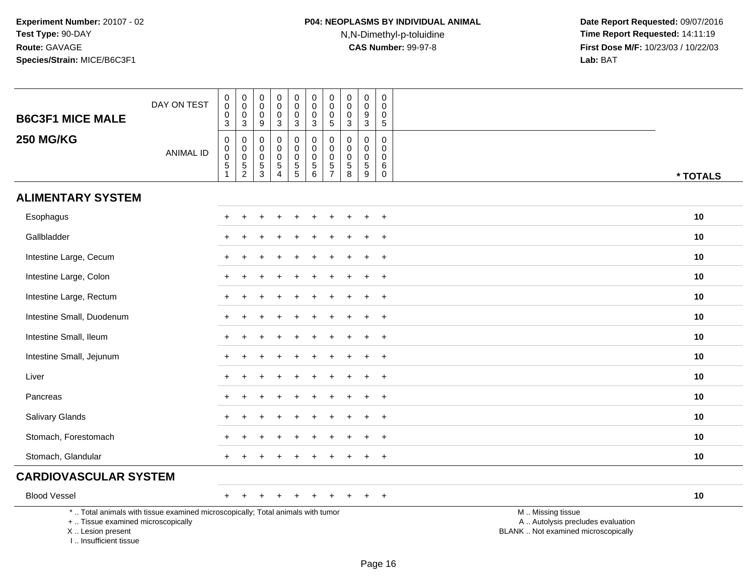**Experiment Number:** 20107 - 02
**Test Type:** 90-DAY
**Route:** GAVAGE
**Species/Strain:** MICE/B6C3F1

**P04: NEOPLASMS BY INDIVIDUAL ANIMAL**
N,N-Dimethyl-p-toluidine
**CAS Number:** 99-97-8

**Date Report Requested:** 09/07/2016
**Time Report Requested:** 14:11:19
**First Dose M/F:** 10/23/03 / 10/22/03
**Lab:** BAT

## B6C3F1 MICE MALE
## 250 MG/KG

| | | | | | | | | | | | |
|---|---|---|---|---|---|---|---|---|---|---|---|
| DAY ON TEST | 0003 | 0003 | 0009 | 0003 | 0003 | 0003 | 0005 | 0003 | 0093 | 0005 | |
| ANIMAL ID | 00051 | 00052 | 00053 | 00054 | 00055 | 00056 | 00057 | 00058 | 00059 | 00060 | * TOTALS |
| **ALIMENTARY SYSTEM** | | | | | | | | | | | |
| Esophagus | + | + | + | + | + | + | + | + | + | + | 10 |
| Gallbladder | + | + | + | + | + | + | + | + | + | + | 10 |
| Intestine Large, Cecum | + | + | + | + | + | + | + | + | + | + | 10 |
| Intestine Large, Colon | + | + | + | + | + | + | + | + | + | + | 10 |
| Intestine Large, Rectum | + | + | + | + | + | + | + | + | + | + | 10 |
| Intestine Small, Duodenum | + | + | + | + | + | + | + | + | + | + | 10 |
| Intestine Small, Ileum | + | + | + | + | + | + | + | + | + | + | 10 |
| Intestine Small, Jejunum | + | + | + | + | + | + | + | + | + | + | 10 |
| Liver | + | + | + | + | + | + | + | + | + | + | 10 |
| Pancreas | + | + | + | + | + | + | + | + | + | + | 10 |
| Salivary Glands | + | + | + | + | + | + | + | + | + | + | 10 |
| Stomach, Forestomach | + | + | + | + | + | + | + | + | + | + | 10 |
| Stomach, Glandular | + | + | + | + | + | + | + | + | + | + | 10 |
| **CARDIOVASCULAR SYSTEM** | | | | | | | | | | | |
| Blood Vessel | + | + | + | + | + | + | + | + | + | + | 10 |

* .. Total animals with tissue examined microscopically; Total animals with tumor
+ .. Tissue examined microscopically
X .. Lesion present
I .. Insufficient tissue

M .. Missing tissue
A .. Autolysis precludes evaluation
BLANK .. Not examined microscopically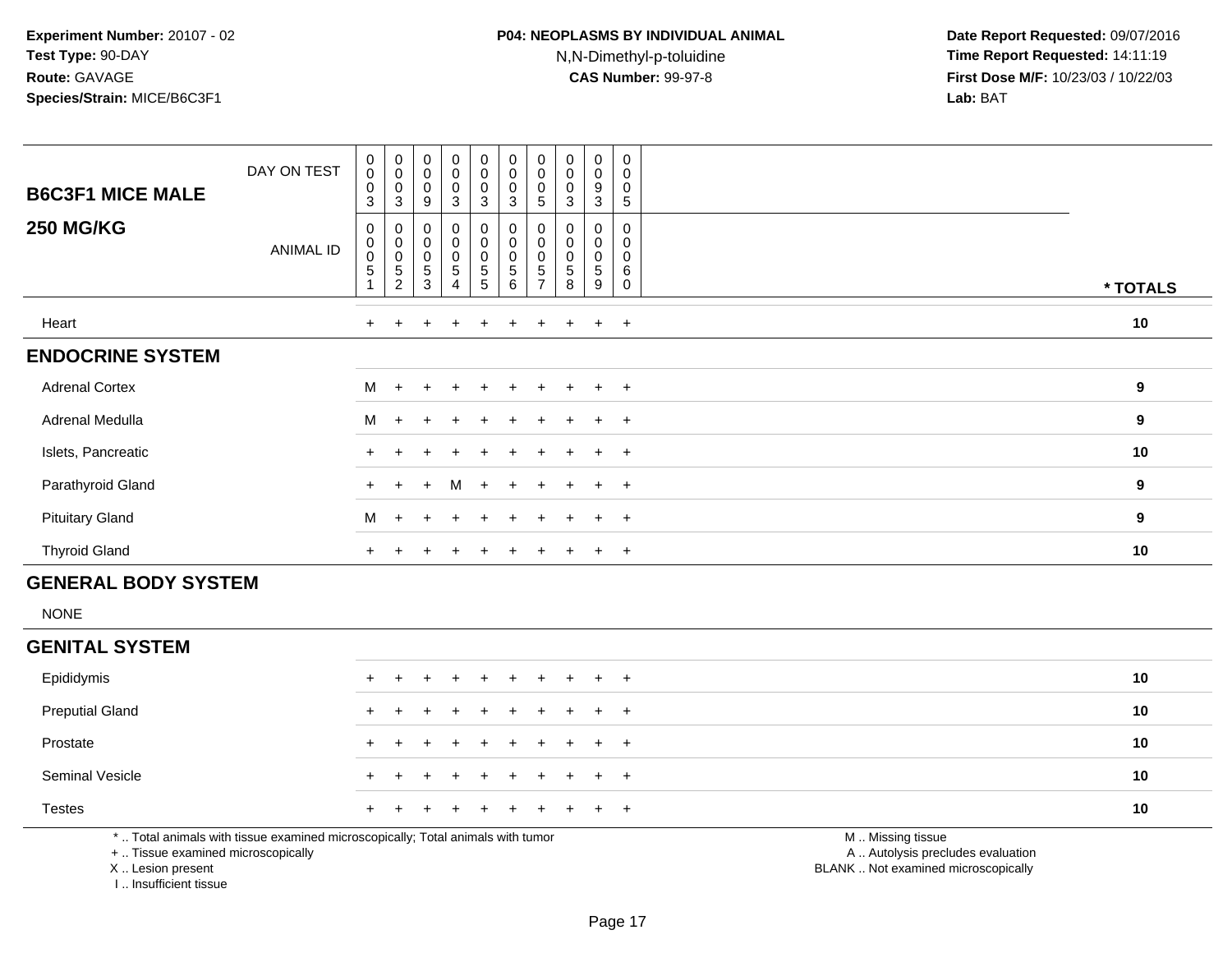**Experiment Number:** 20107 - 02
**Test Type:** 90-DAY
**Route:** GAVAGE
**Species/Strain:** MICE/B6C3F1

**P04: NEOPLASMS BY INDIVIDUAL ANIMAL**
N,N-Dimethyl-p-toluidine
**CAS Number:** 99-97-8

**Date Report Requested:** 09/07/2016
**Time Report Requested:** 14:11:19
**First Dose M/F:** 10/23/03 / 10/22/03
**Lab:** BAT

| **B6C3F1 MICE MALE** DAY ON TEST | 0003 | 0003 | 0009 | 0003 | 0003 | 0003 | 0005 | 0003 | 0093 | 0005 | |
|---|---|---|---|---|---|---|---|---|---|---|---|
| **250 MG/KG** ANIMAL ID | 00051 | 00052 | 00053 | 00054 | 00055 | 00056 | 00057 | 00058 | 00059 | 00060 | *** TOTALS** |
| Heart | + | + | + | + | + | + | + | + | + | + | **10** |
| **ENDOCRINE SYSTEM** | | | | | | | | | | | |
| Adrenal Cortex | M | + | + | + | + | + | + | + | + | + | **9** |
| Adrenal Medulla | M | + | + | + | + | + | + | + | + | + | **9** |
| Islets, Pancreatic | + | + | + | + | + | + | + | + | + | + | **10** |
| Parathyroid Gland | + | + | + | M | + | + | + | + | + | + | **9** |
| Pituitary Gland | M | + | + | + | + | + | + | + | + | + | **9** |
| Thyroid Gland | + | + | + | + | + | + | + | + | + | + | **10** |
| **GENERAL BODY SYSTEM** | | | | | | | | | | | |
| NONE | | | | | | | | | | | |
| **GENITAL SYSTEM** | | | | | | | | | | | |
| Epididymis | + | + | + | + | + | + | + | + | + | + | **10** |
| Preputial Gland | + | + | + | + | + | + | + | + | + | + | **10** |
| Prostate | + | + | + | + | + | + | + | + | + | + | **10** |
| Seminal Vesicle | + | + | + | + | + | + | + | + | + | + | **10** |
| Testes | + | + | + | + | + | + | + | + | + | + | **10** |

* .. Total animals with tissue examined microscopically; Total animals with tumor
+ .. Tissue examined microscopically
X .. Lesion present
I .. Insufficient tissue

M .. Missing tissue
A .. Autolysis precludes evaluation
BLANK .. Not examined microscopically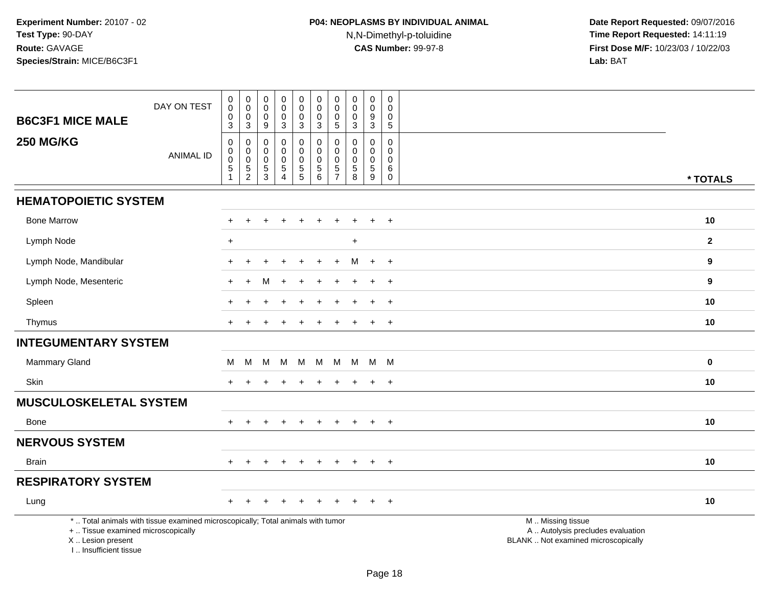**Experiment Number:** 20107 - 02
**Test Type:** 90-DAY
**Route:** GAVAGE
**Species/Strain:** MICE/B6C3F1

**P04: NEOPLASMS BY INDIVIDUAL ANIMAL**
N,N-Dimethyl-p-toluidine
**CAS Number:** 99-97-8

**Date Report Requested:** 09/07/2016
**Time Report Requested:** 14:11:19
**First Dose M/F:** 10/23/03 / 10/22/03
**Lab:** BAT

## B6C3F1 MICE MALE 250 MG/KG

| DAY ON TEST | 0003 | 0003 | 0009 | 0003 | 0003 | 0003 | 0005 | 0003 | 0093 | 0005 | |
|---|---|---|---|---|---|---|---|---|---|---|---|
| **ANIMAL ID** | 00051 | 00052 | 00053 | 00054 | 00055 | 00056 | 00057 | 00058 | 00059 | 00060 | *** TOTALS** |
| **HEMATOPOIETIC SYSTEM** | | | | | | | | | | | |
| Bone Marrow | + | + | + | + | + | + | + | + | + | + | **10** |
| Lymph Node | + | | | | | | | + | | | **2** |
| Lymph Node, Mandibular | + | + | + | + | + | + | + | M | + | + | **9** |
| Lymph Node, Mesenteric | + | + | M | + | + | + | + | + | + | + | **9** |
| Spleen | + | + | + | + | + | + | + | + | + | + | **10** |
| Thymus | + | + | + | + | + | + | + | + | + | + | **10** |
| **INTEGUMENTARY SYSTEM** | | | | | | | | | | | |
| Mammary Gland | M | M | M | M | M | M | M | M | M | M | **0** |
| Skin | + | + | + | + | + | + | + | + | + | + | **10** |
| **MUSCULOSKELETAL SYSTEM** | | | | | | | | | | | |
| Bone | + | + | + | + | + | + | + | + | + | + | **10** |
| **NERVOUS SYSTEM** | | | | | | | | | | | |
| Brain | + | + | + | + | + | + | + | + | + | + | **10** |
| **RESPIRATORY SYSTEM** | | | | | | | | | | | |
| Lung | + | + | + | + | + | + | + | + | + | + | **10** |

\* .. Total animals with tissue examined microscopically; Total animals with tumor
\+ .. Tissue examined microscopically
X .. Lesion present
I .. Insufficient tissue

M .. Missing tissue
A .. Autolysis precludes evaluation
BLANK .. Not examined microscopically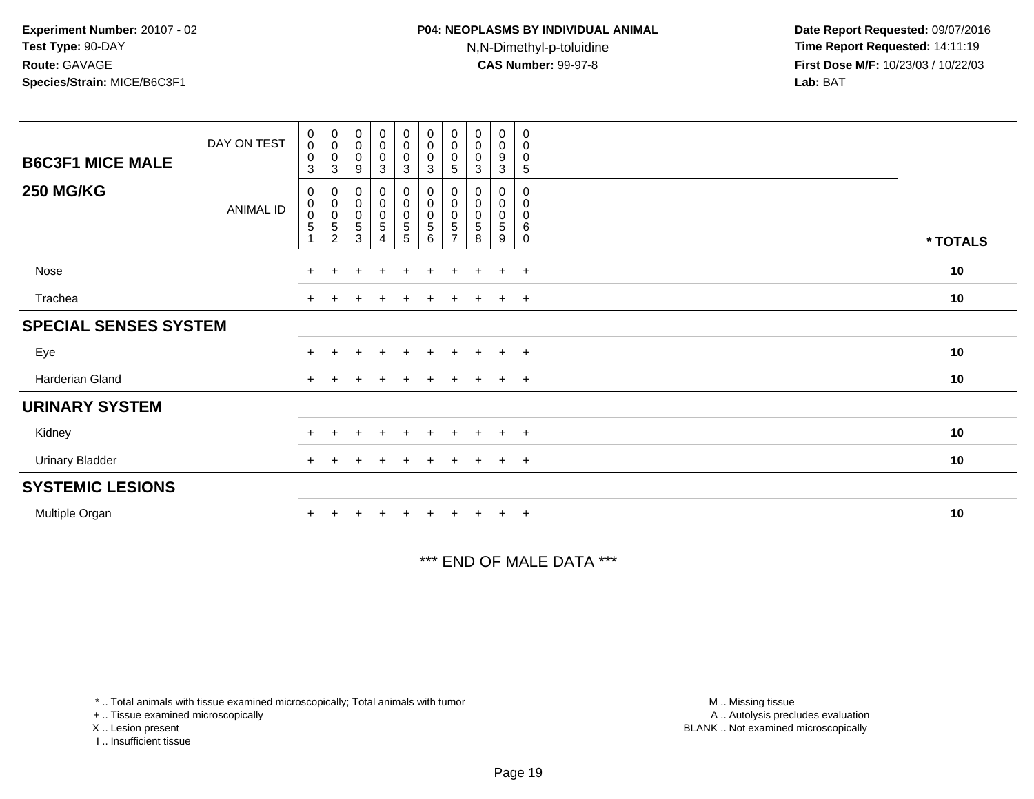**Experiment Number:** 20107 - 02
**Test Type:** 90-DAY
**Route:** GAVAGE
**Species/Strain:** MICE/B6C3F1

**P04: NEOPLASMS BY INDIVIDUAL ANIMAL**
N,N-Dimethyl-p-toluidine
**CAS Number:** 99-97-8

**Date Report Requested:** 09/07/2016
**Time Report Requested:** 14:11:19
**First Dose M/F:** 10/23/03 / 10/22/03
**Lab:** BAT

| B6C3F1 MICE MALE 250 MG/KG | | | | | | | | | | | |
|---|---|---|---|---|---|---|---|---|---|---|---|
| DAY ON TEST | 0003 | 0003 | 0009 | 0003 | 0003 | 0003 | 0005 | 0003 | 0093 | 0005 | |
| ANIMAL ID | 00051 | 00052 | 00053 | 00054 | 00055 | 00056 | 00057 | 00058 | 00059 | 00060 | * TOTALS |
| Nose | + | + | + | + | + | + | + | + | + | + | 10 |
| Trachea | + | + | + | + | + | + | + | + | + | + | 10 |
| **SPECIAL SENSES SYSTEM** | | | | | | | | | | | |
| Eye | + | + | + | + | + | + | + | + | + | + | 10 |
| Harderian Gland | + | + | + | + | + | + | + | + | + | + | 10 |
| **URINARY SYSTEM** | | | | | | | | | | | |
| Kidney | + | + | + | + | + | + | + | + | + | + | 10 |
| Urinary Bladder | + | + | + | + | + | + | + | + | + | + | 10 |
| **SYSTEMIC LESIONS** | | | | | | | | | | | |
| Multiple Organ | + | + | + | + | + | + | + | + | + | + | 10 |

*** END OF MALE DATA ***

* .. Total animals with tissue examined microscopically; Total animals with tumor
+ .. Tissue examined microscopically
X .. Lesion present
I .. Insufficient tissue

M .. Missing tissue
A .. Autolysis precludes evaluation
BLANK .. Not examined microscopically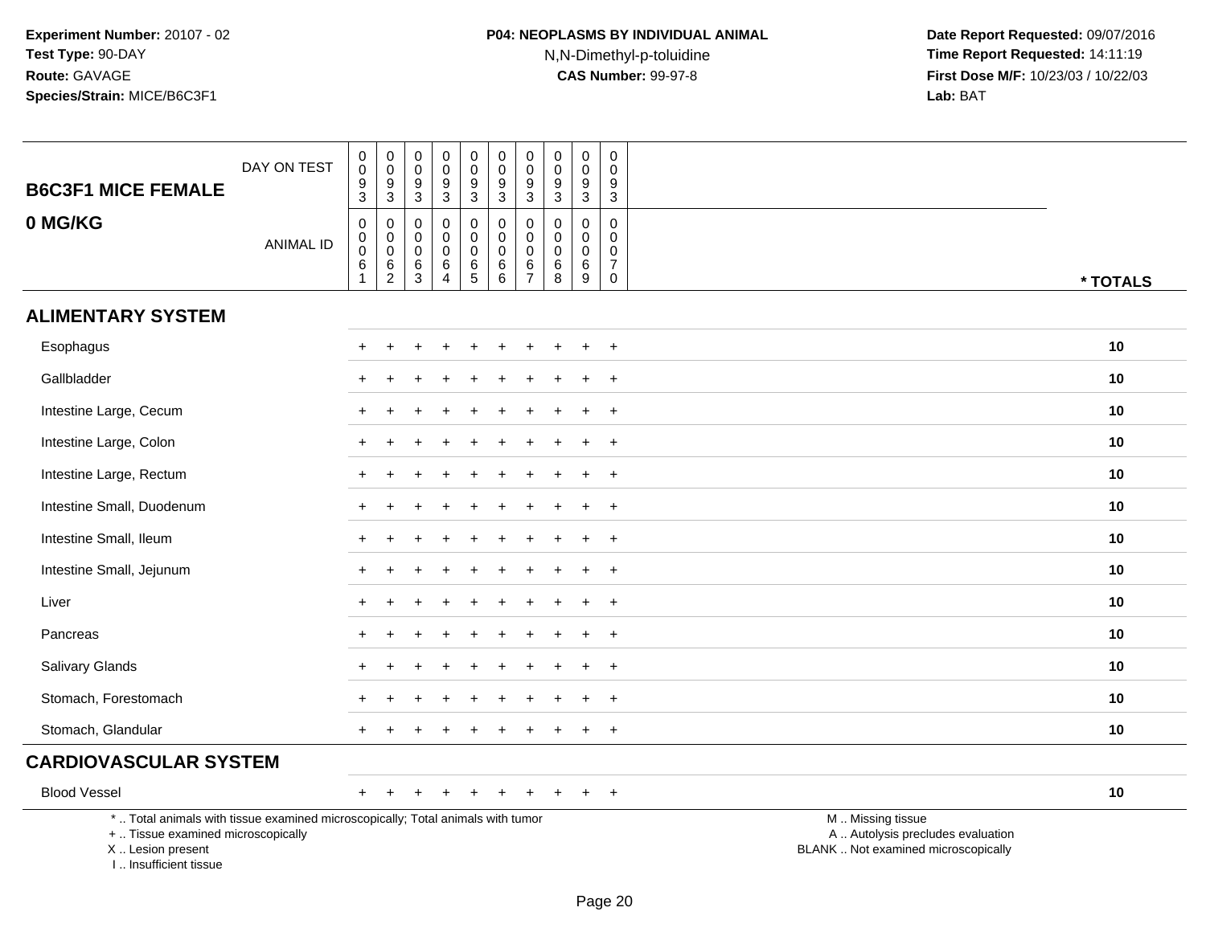**Experiment Number:** 20107 - 02
**Test Type:** 90-DAY
**Route:** GAVAGE
**Species/Strain:** MICE/B6C3F1

**P04: NEOPLASMS BY INDIVIDUAL ANIMAL**
N,N-Dimethyl-p-toluidine
**CAS Number:** 99-97-8

**Date Report Requested:** 09/07/2016
**Time Report Requested:** 14:11:19
**First Dose M/F:** 10/23/03 / 10/22/03
**Lab:** BAT

## B6C3F1 MICE FEMALE
## 0 MG/KG

| DAY ON TEST | 0093 | 0093 | 0093 | 0093 | 0093 | 0093 | 0093 | 0093 | 0093 | 0093 | |
|---|---|---|---|---|---|---|---|---|---|---|---|
| ANIMAL ID | 00061 | 00062 | 00063 | 00064 | 00065 | 00066 | 00067 | 00068 | 00069 | 00070 | * TOTALS |
| **ALIMENTARY SYSTEM** | | | | | | | | | | | |
| Esophagus | + | + | + | + | + | + | + | + | + | + | 10 |
| Gallbladder | + | + | + | + | + | + | + | + | + | + | 10 |
| Intestine Large, Cecum | + | + | + | + | + | + | + | + | + | + | 10 |
| Intestine Large, Colon | + | + | + | + | + | + | + | + | + | + | 10 |
| Intestine Large, Rectum | + | + | + | + | + | + | + | + | + | + | 10 |
| Intestine Small, Duodenum | + | + | + | + | + | + | + | + | + | + | 10 |
| Intestine Small, Ileum | + | + | + | + | + | + | + | + | + | + | 10 |
| Intestine Small, Jejunum | + | + | + | + | + | + | + | + | + | + | 10 |
| Liver | + | + | + | + | + | + | + | + | + | + | 10 |
| Pancreas | + | + | + | + | + | + | + | + | + | + | 10 |
| Salivary Glands | + | + | + | + | + | + | + | + | + | + | 10 |
| Stomach, Forestomach | + | + | + | + | + | + | + | + | + | + | 10 |
| Stomach, Glandular | + | + | + | + | + | + | + | + | + | + | 10 |
| **CARDIOVASCULAR SYSTEM** | | | | | | | | | | | |
| Blood Vessel | + | + | + | + | + | + | + | + | + | + | 10 |

\* .. Total animals with tissue examined microscopically; Total animals with tumor
\+ .. Tissue examined microscopically
X .. Lesion present
I .. Insufficient tissue

M .. Missing tissue
A .. Autolysis precludes evaluation
BLANK .. Not examined microscopically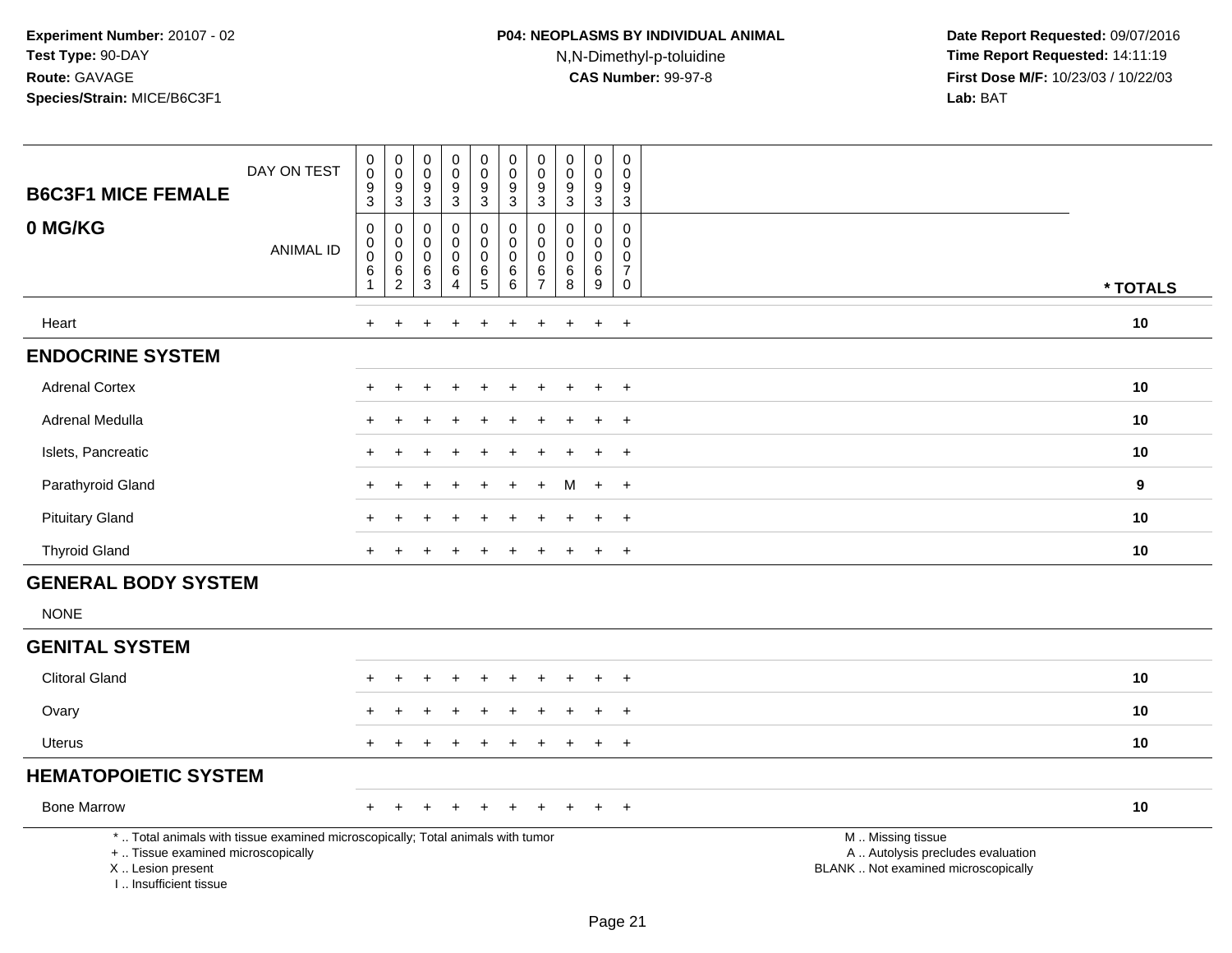Experiment Number: 20107 - 02
Test Type: 90-DAY
Route: GAVAGE
Species/Strain: MICE/B6C3F1

**P04: NEOPLASMS BY INDIVIDUAL ANIMAL**
N,N-Dimethyl-p-toluidine
**CAS Number:** 99-97-8

Date Report Requested: 09/07/2016
Time Report Requested: 14:11:19
First Dose M/F: 10/23/03 / 10/22/03
Lab: BAT

**B6C3F1 MICE FEMALE**
**0 MG/KG**

| DAY ON TEST | 0093 | 0093 | 0093 | 0093 | 0093 | 0093 | 0093 | 0093 | 0093 | 0093 | |
|---|---|---|---|---|---|---|---|---|---|---|---|
| ANIMAL ID | 00061 | 00062 | 00063 | 00064 | 00065 | 00066 | 00067 | 00068 | 00069 | 00070 | * TOTALS |
| Heart | + | + | + | + | + | + | + | + | + | + | 10 |
| **ENDOCRINE SYSTEM** | | | | | | | | | | | |
| Adrenal Cortex | + | + | + | + | + | + | + | + | + | + | 10 |
| Adrenal Medulla | + | + | + | + | + | + | + | + | + | + | 10 |
| Islets, Pancreatic | + | + | + | + | + | + | + | + | + | + | 10 |
| Parathyroid Gland | + | + | + | + | + | + | + | M | + | + | 9 |
| Pituitary Gland | + | + | + | + | + | + | + | + | + | + | 10 |
| Thyroid Gland | + | + | + | + | + | + | + | + | + | + | 10 |
| **GENERAL BODY SYSTEM** | | | | | | | | | | | |
| NONE | | | | | | | | | | | |
| **GENITAL SYSTEM** | | | | | | | | | | | |
| Clitoral Gland | + | + | + | + | + | + | + | + | + | + | 10 |
| Ovary | + | + | + | + | + | + | + | + | + | + | 10 |
| Uterus | + | + | + | + | + | + | + | + | + | + | 10 |
| **HEMATOPOIETIC SYSTEM** | | | | | | | | | | | |
| Bone Marrow | + | + | + | + | + | + | + | + | + | + | 10 |

* .. Total animals with tissue examined microscopically; Total animals with tumor
+ .. Tissue examined microscopically
X .. Lesion present
I .. Insufficient tissue

M .. Missing tissue
A .. Autolysis precludes evaluation
BLANK .. Not examined microscopically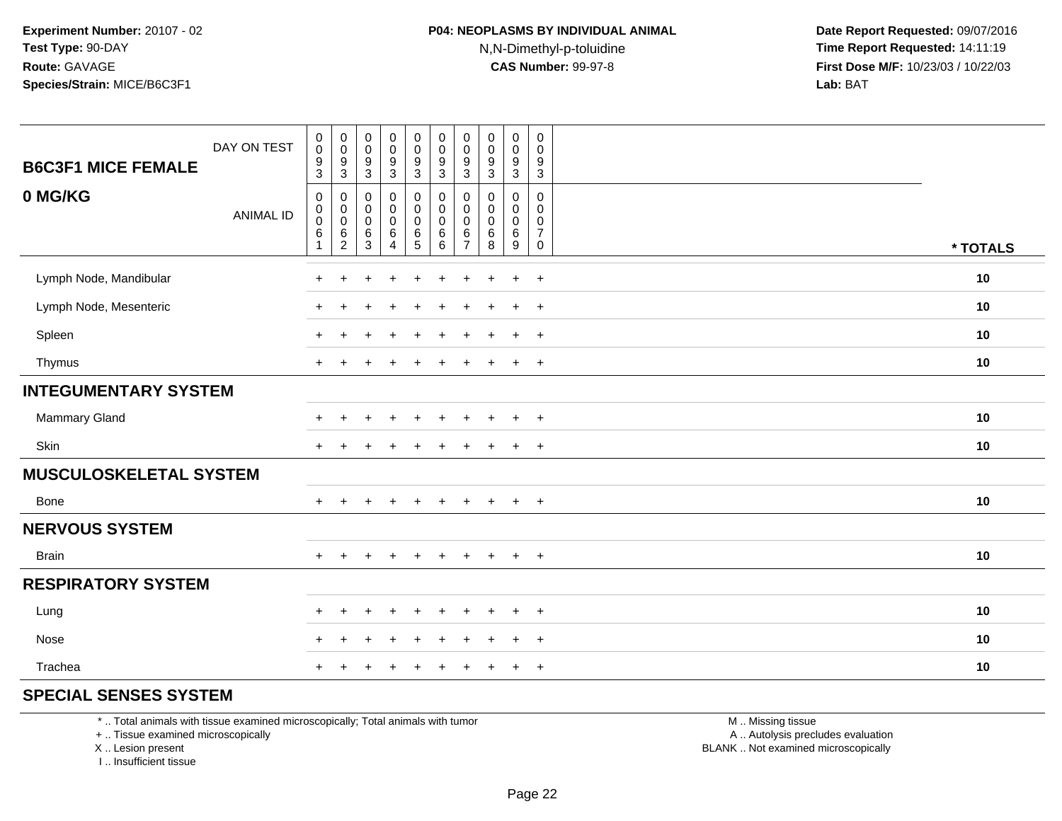**Experiment Number:** 20107 - 02
**Test Type:** 90-DAY
**Route:** GAVAGE
**Species/Strain:** MICE/B6C3F1

**P04: NEOPLASMS BY INDIVIDUAL ANIMAL**
N,N-Dimethyl-p-toluidine
**CAS Number:** 99-97-8

**Date Report Requested:** 09/07/2016
**Time Report Requested:** 14:11:19
**First Dose M/F:** 10/23/03 / 10/22/03
**Lab:** BAT

## B6C3F1 MICE FEMALE
## 0 MG/KG

| DAY ON TEST | 0093 | 0093 | 0093 | 0093 | 0093 | 0093 | 0093 | 0093 | 0093 | 0093 | |
|---|---|---|---|---|---|---|---|---|---|---|---|
| ANIMAL ID | 00061 | 00062 | 00063 | 00064 | 00065 | 00066 | 00067 | 00068 | 00069 | 00070 | * TOTALS |
| Lymph Node, Mandibular | + | + | + | + | + | + | + | + | + | + | 10 |
| Lymph Node, Mesenteric | + | + | + | + | + | + | + | + | + | + | 10 |
| Spleen | + | + | + | + | + | + | + | + | + | + | 10 |
| Thymus | + | + | + | + | + | + | + | + | + | + | 10 |
| **INTEGUMENTARY SYSTEM** | | | | | | | | | | | |
| Mammary Gland | + | + | + | + | + | + | + | + | + | + | 10 |
| Skin | + | + | + | + | + | + | + | + | + | + | 10 |
| **MUSCULOSKELETAL SYSTEM** | | | | | | | | | | | |
| Bone | + | + | + | + | + | + | + | + | + | + | 10 |
| **NERVOUS SYSTEM** | | | | | | | | | | | |
| Brain | + | + | + | + | + | + | + | + | + | + | 10 |
| **RESPIRATORY SYSTEM** | | | | | | | | | | | |
| Lung | + | + | + | + | + | + | + | + | + | + | 10 |
| Nose | + | + | + | + | + | + | + | + | + | + | 10 |
| Trachea | + | + | + | + | + | + | + | + | + | + | 10 |
| **SPECIAL SENSES SYSTEM** | | | | | | | | | | | |

* .. Total animals with tissue examined microscopically; Total animals with tumor
+ .. Tissue examined microscopically
X .. Lesion present
I .. Insufficient tissue

M .. Missing tissue
A .. Autolysis precludes evaluation
BLANK .. Not examined microscopically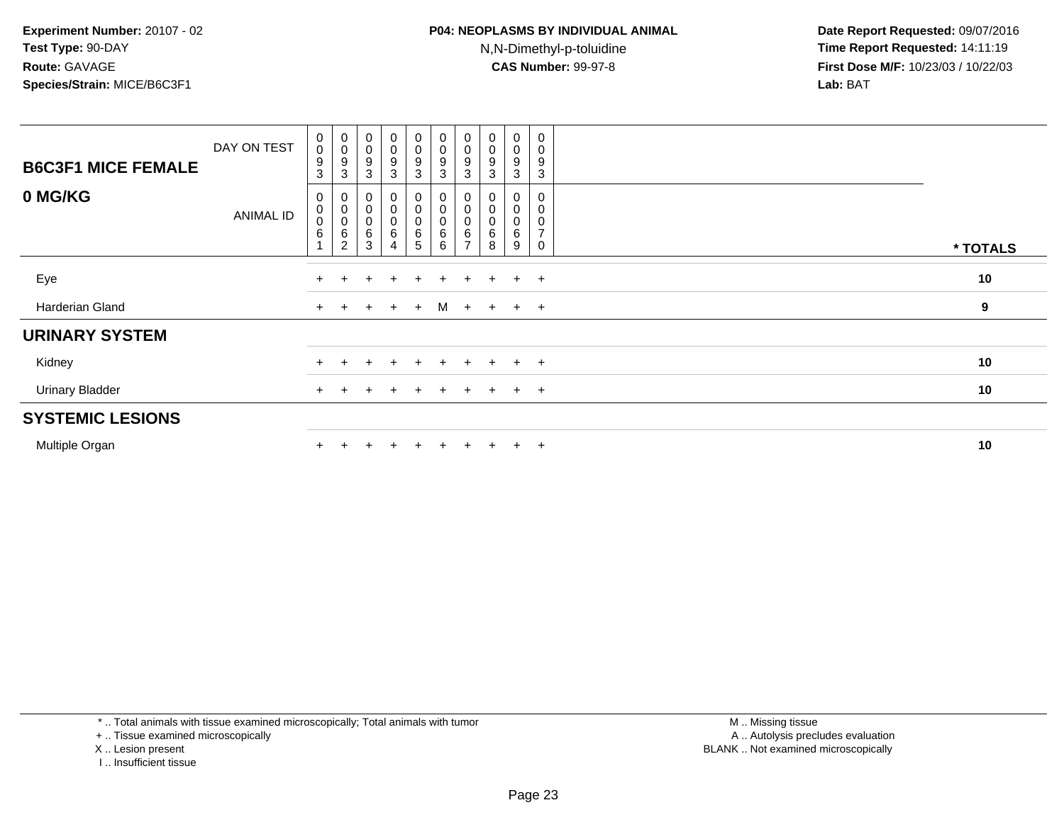**Experiment Number:** 20107 - 02
**Test Type:** 90-DAY
**Route:** GAVAGE
**Species/Strain:** MICE/B6C3F1

**P04: NEOPLASMS BY INDIVIDUAL ANIMAL**
N,N-Dimethyl-p-toluidine
**CAS Number:** 99-97-8

**Date Report Requested:** 09/07/2016
**Time Report Requested:** 14:11:19
**First Dose M/F:** 10/23/03 / 10/22/03
**Lab:** BAT

| **B6C3F1 MICE FEMALE** DAY ON TEST | 0093 | 0093 | 0093 | 0093 | 0093 | 0093 | 0093 | 0093 | 0093 | 0093 | |
|---|---|---|---|---|---|---|---|---|---|---|---|
| **0 MG/KG** ANIMAL ID | 00061 | 00062 | 00063 | 00064 | 00065 | 00066 | 00067 | 00068 | 00069 | 00070 | *** TOTALS** |
| Eye | + | + | + | + | + | + | + | + | + | + | **10** |
| Harderian Gland | + | + | + | + | + | M | + | + | + | + | **9** |
| **URINARY SYSTEM** | | | | | | | | | | | |
| Kidney | + | + | + | + | + | + | + | + | + | + | **10** |
| Urinary Bladder | + | + | + | + | + | + | + | + | + | + | **10** |
| **SYSTEMIC LESIONS** | | | | | | | | | | | |
| Multiple Organ | + | + | + | + | + | + | + | + | + | + | **10** |

\* .. Total animals with tissue examined microscopically; Total animals with tumor
\+ .. Tissue examined microscopically
X .. Lesion present
I .. Insufficient tissue

M .. Missing tissue
A .. Autolysis precludes evaluation
BLANK .. Not examined microscopically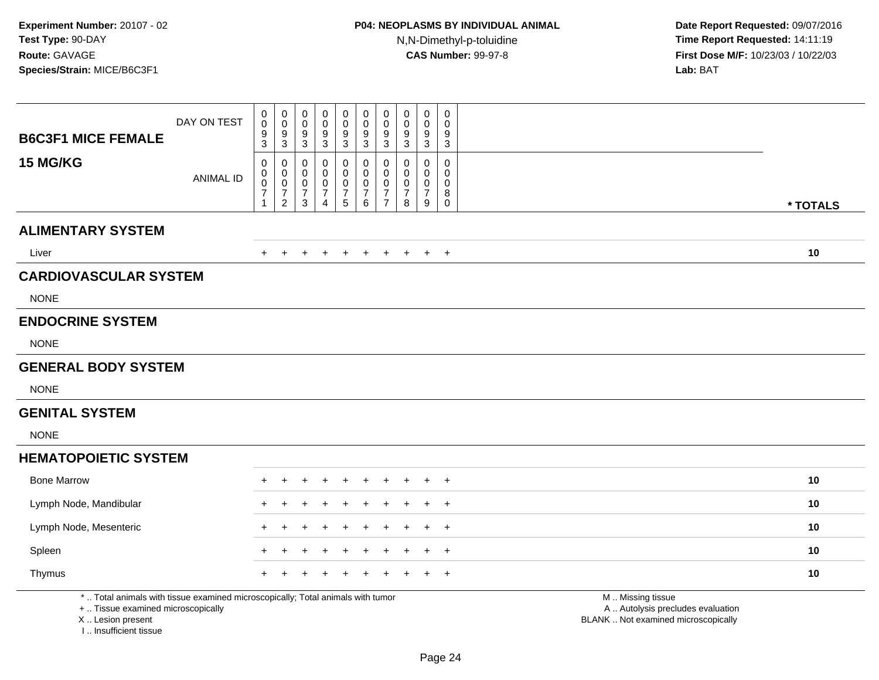**Experiment Number:** 20107 - 02
**Test Type:** 90-DAY
**Route:** GAVAGE
**Species/Strain:** MICE/B6C3F1

**P04: NEOPLASMS BY INDIVIDUAL ANIMAL**
N,N-Dimethyl-p-toluidine
**CAS Number:** 99-97-8

**Date Report Requested:** 09/07/2016
**Time Report Requested:** 14:11:19
**First Dose M/F:** 10/23/03 / 10/22/03
**Lab:** BAT

## B6C3F1 MICE FEMALE 15 MG/KG

| DAY ON TEST | 0093 | 0093 | 0093 | 0093 | 0093 | 0093 | 0093 | 0093 | 0093 | 0093 | |
|---|---|---|---|---|---|---|---|---|---|---|---|
| **ANIMAL ID** | 00071 | 00072 | 00073 | 00074 | 00075 | 00076 | 00077 | 00078 | 00079 | 00080 | *** TOTALS** |
| **ALIMENTARY SYSTEM** | | | | | | | | | | | |
| Liver | + | + | + | + | + | + | + | + | + | + | 10 |
| **CARDIOVASCULAR SYSTEM** | | | | | | | | | | | |
| NONE | | | | | | | | | | | |
| **ENDOCRINE SYSTEM** | | | | | | | | | | | |
| NONE | | | | | | | | | | | |
| **GENERAL BODY SYSTEM** | | | | | | | | | | | |
| NONE | | | | | | | | | | | |
| **GENITAL SYSTEM** | | | | | | | | | | | |
| NONE | | | | | | | | | | | |
| **HEMATOPOIETIC SYSTEM** | | | | | | | | | | | |
| Bone Marrow | + | + | + | + | + | + | + | + | + | + | 10 |
| Lymph Node, Mandibular | + | + | + | + | + | + | + | + | + | + | 10 |
| Lymph Node, Mesenteric | + | + | + | + | + | + | + | + | + | + | 10 |
| Spleen | + | + | + | + | + | + | + | + | + | + | 10 |
| Thymus | + | + | + | + | + | + | + | + | + | + | 10 |

* .. Total animals with tissue examined microscopically; Total animals with tumor
+ .. Tissue examined microscopically
X .. Lesion present
I .. Insufficient tissue

M .. Missing tissue
A .. Autolysis precludes evaluation
BLANK .. Not examined microscopically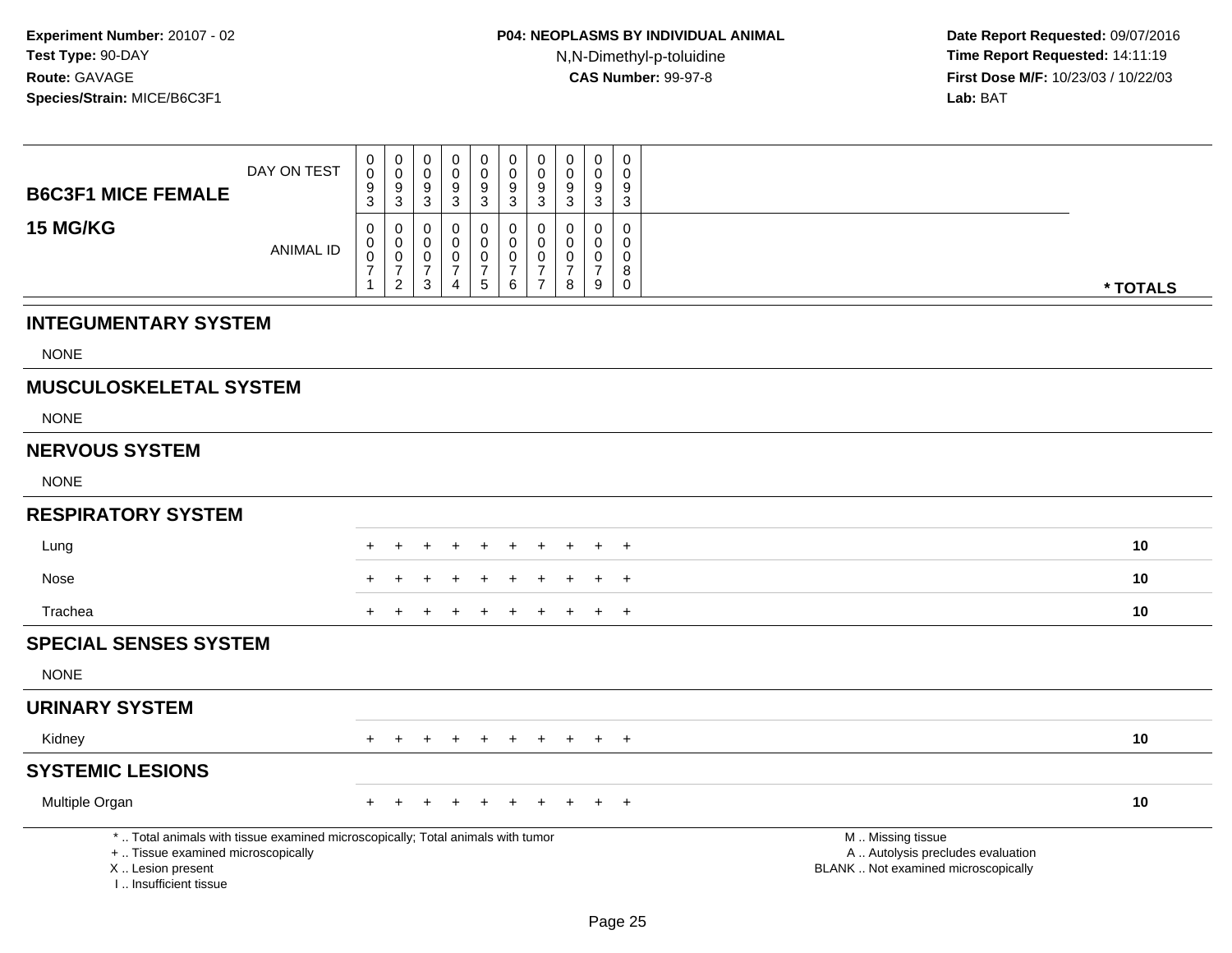**Experiment Number:** 20107 - 02
**Test Type:** 90-DAY
**Route:** GAVAGE
**Species/Strain:** MICE/B6C3F1

**P04: NEOPLASMS BY INDIVIDUAL ANIMAL**
N,N-Dimethyl-p-toluidine
**CAS Number:** 99-97-8

**Date Report Requested:** 09/07/2016
**Time Report Requested:** 14:11:19
**First Dose M/F:** 10/23/03 / 10/22/03
**Lab:** BAT

| B6C3F1 MICE FEMALE 15 MG/KG | | | | | | | | | | | |
|---|---|---|---|---|---|---|---|---|---|---|---|
| DAY ON TEST | 0093 | 0093 | 0093 | 0093 | 0093 | 0093 | 0093 | 0093 | 0093 | 0093 | |
| ANIMAL ID | 00071 | 00072 | 00073 | 00074 | 00075 | 00076 | 00077 | 00078 | 00079 | 00080 | * TOTALS |
| **INTEGUMENTARY SYSTEM** | | | | | | | | | | | |
| NONE | | | | | | | | | | | |
| **MUSCULOSKELETAL SYSTEM** | | | | | | | | | | | |
| NONE | | | | | | | | | | | |
| **NERVOUS SYSTEM** | | | | | | | | | | | |
| NONE | | | | | | | | | | | |
| **RESPIRATORY SYSTEM** | | | | | | | | | | | |
| Lung | + | + | + | + | + | + | + | + | + | + | 10 |
| Nose | + | + | + | + | + | + | + | + | + | + | 10 |
| Trachea | + | + | + | + | + | + | + | + | + | + | 10 |
| **SPECIAL SENSES SYSTEM** | | | | | | | | | | | |
| NONE | | | | | | | | | | | |
| **URINARY SYSTEM** | | | | | | | | | | | |
| Kidney | + | + | + | + | + | + | + | + | + | + | 10 |
| **SYSTEMIC LESIONS** | | | | | | | | | | | |
| Multiple Organ | + | + | + | + | + | + | + | + | + | + | 10 |

\* .. Total animals with tissue examined microscopically; Total animals with tumor
\+ .. Tissue examined microscopically
X .. Lesion present
I .. Insufficient tissue

M .. Missing tissue
A .. Autolysis precludes evaluation
BLANK .. Not examined microscopically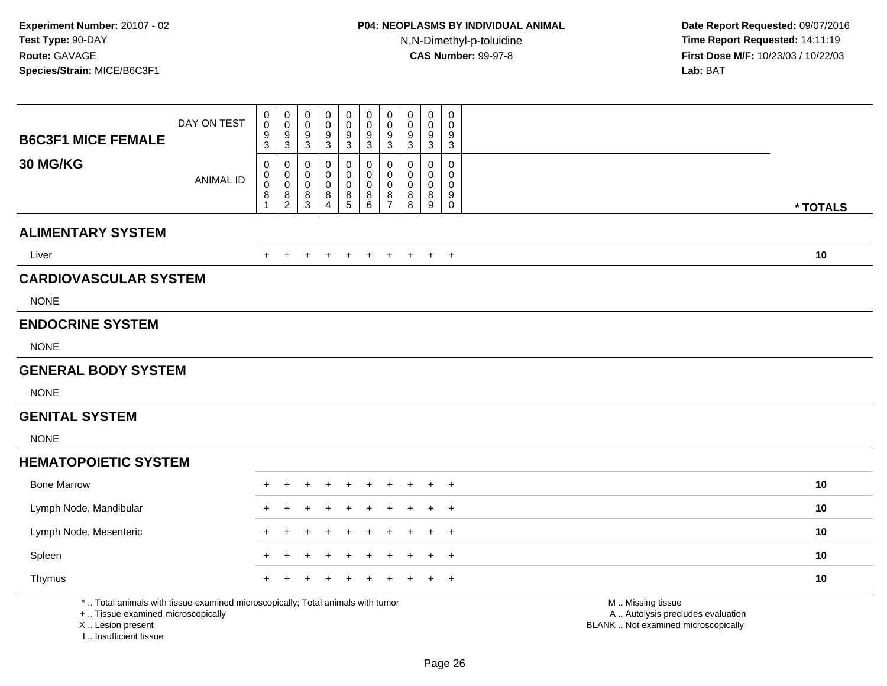**Experiment Number:** 20107 - 02
**Test Type:** 90-DAY
**Route:** GAVAGE
**Species/Strain:** MICE/B6C3F1

**P04: NEOPLASMS BY INDIVIDUAL ANIMAL**
N,N-Dimethyl-p-toluidine
**CAS Number:** 99-97-8

**Date Report Requested:** 09/07/2016
**Time Report Requested:** 14:11:19
**First Dose M/F:** 10/23/03 / 10/22/03
**Lab:** BAT

| B6C3F1 MICE FEMALE 30 MG/KG | | | | | | | | | | | |
|---|---|---|---|---|---|---|---|---|---|---|---|
| DAY ON TEST | 0093 | 0093 | 0093 | 0093 | 0093 | 0093 | 0093 | 0093 | 0093 | 0093 | |
| ANIMAL ID | 00081 | 00082 | 00083 | 00084 | 00085 | 00086 | 00087 | 00088 | 00089 | 00090 | * TOTALS |
| **ALIMENTARY SYSTEM** | | | | | | | | | | | |
| Liver | + | + | + | + | + | + | + | + | + | + | 10 |
| **CARDIOVASCULAR SYSTEM** | | | | | | | | | | | |
| NONE | | | | | | | | | | | |
| **ENDOCRINE SYSTEM** | | | | | | | | | | | |
| NONE | | | | | | | | | | | |
| **GENERAL BODY SYSTEM** | | | | | | | | | | | |
| NONE | | | | | | | | | | | |
| **GENITAL SYSTEM** | | | | | | | | | | | |
| NONE | | | | | | | | | | | |
| **HEMATOPOIETIC SYSTEM** | | | | | | | | | | | |
| Bone Marrow | + | + | + | + | + | + | + | + | + | + | 10 |
| Lymph Node, Mandibular | + | + | + | + | + | + | + | + | + | + | 10 |
| Lymph Node, Mesenteric | + | + | + | + | + | + | + | + | + | + | 10 |
| Spleen | + | + | + | + | + | + | + | + | + | + | 10 |
| Thymus | + | + | + | + | + | + | + | + | + | + | 10 |

\* .. Total animals with tissue examined microscopically; Total animals with tumor
\+ .. Tissue examined microscopically
X .. Lesion present
I .. Insufficient tissue

M .. Missing tissue
A .. Autolysis precludes evaluation
BLANK .. Not examined microscopically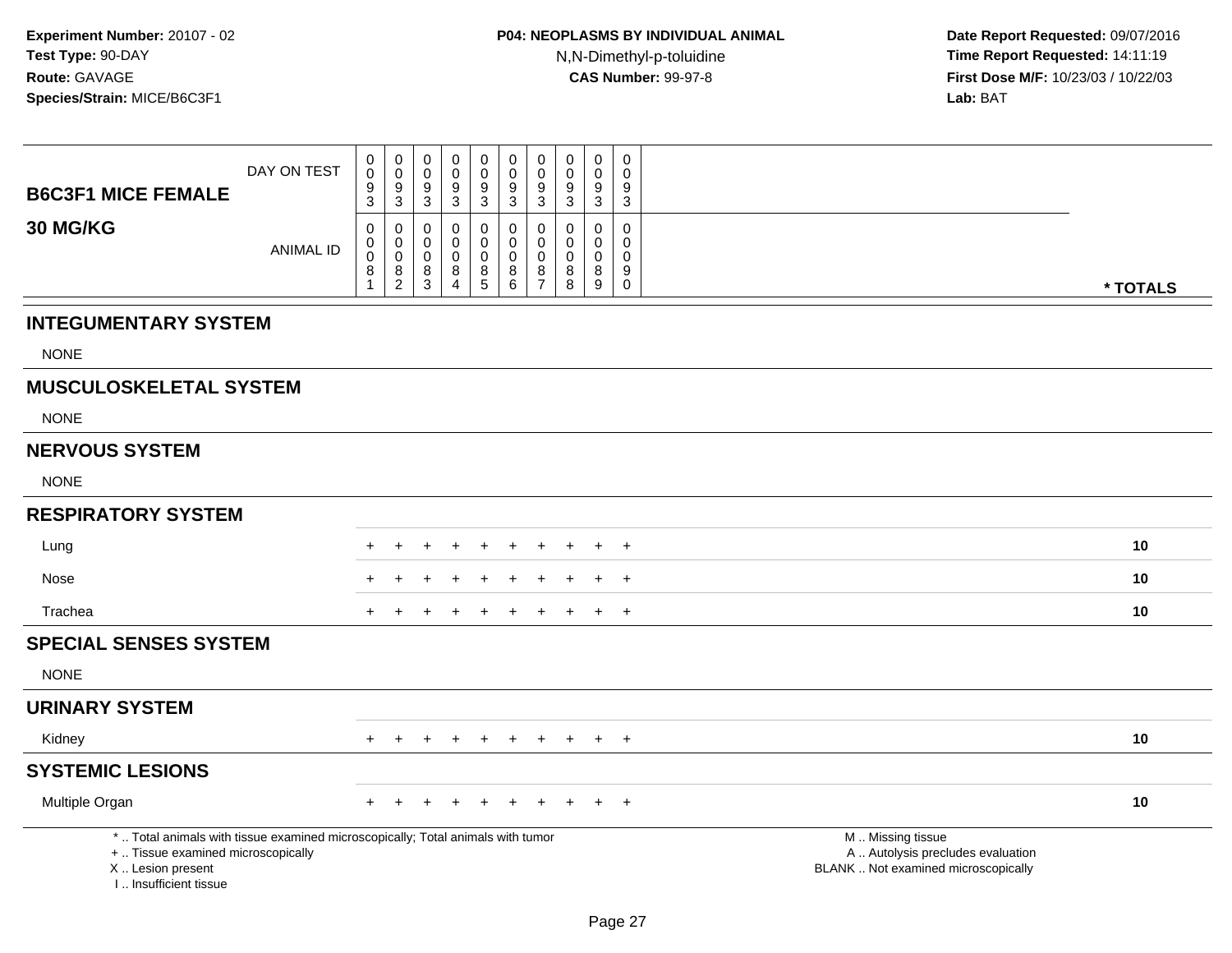Experiment Number: 20107 - 02
Test Type: 90-DAY
Route: GAVAGE
Species/Strain: MICE/B6C3F1

**P04: NEOPLASMS BY INDIVIDUAL ANIMAL**
N,N-Dimethyl-p-toluidine
**CAS Number:** 99-97-8

Date Report Requested: 09/07/2016
Time Report Requested: 14:11:19
First Dose M/F: 10/23/03 / 10/22/03
Lab: BAT

| B6C3F1 MICE FEMALE 30 MG/KG | | | | | | | | | | | |
|---|---|---|---|---|---|---|---|---|---|---|---|
| DAY ON TEST | 0093 | 0093 | 0093 | 0093 | 0093 | 0093 | 0093 | 0093 | 0093 | 0093 | |
| ANIMAL ID | 00081 | 00082 | 00083 | 00084 | 00085 | 00086 | 00087 | 00088 | 00089 | 00090 | * TOTALS |
| **INTEGUMENTARY SYSTEM** | | | | | | | | | | | |
| NONE | | | | | | | | | | | |
| **MUSCULOSKELETAL SYSTEM** | | | | | | | | | | | |
| NONE | | | | | | | | | | | |
| **NERVOUS SYSTEM** | | | | | | | | | | | |
| NONE | | | | | | | | | | | |
| **RESPIRATORY SYSTEM** | | | | | | | | | | | |
| Lung | + | + | + | + | + | + | + | + | + | + | 10 |
| Nose | + | + | + | + | + | + | + | + | + | + | 10 |
| Trachea | + | + | + | + | + | + | + | + | + | + | 10 |
| **SPECIAL SENSES SYSTEM** | | | | | | | | | | | |
| NONE | | | | | | | | | | | |
| **URINARY SYSTEM** | | | | | | | | | | | |
| Kidney | + | + | + | + | + | + | + | + | + | + | 10 |
| **SYSTEMIC LESIONS** | | | | | | | | | | | |
| Multiple Organ | + | + | + | + | + | + | + | + | + | + | 10 |

\* .. Total animals with tissue examined microscopically; Total animals with tumor
\+ .. Tissue examined microscopically
X .. Lesion present
I .. Insufficient tissue

M .. Missing tissue
A .. Autolysis precludes evaluation
BLANK .. Not examined microscopically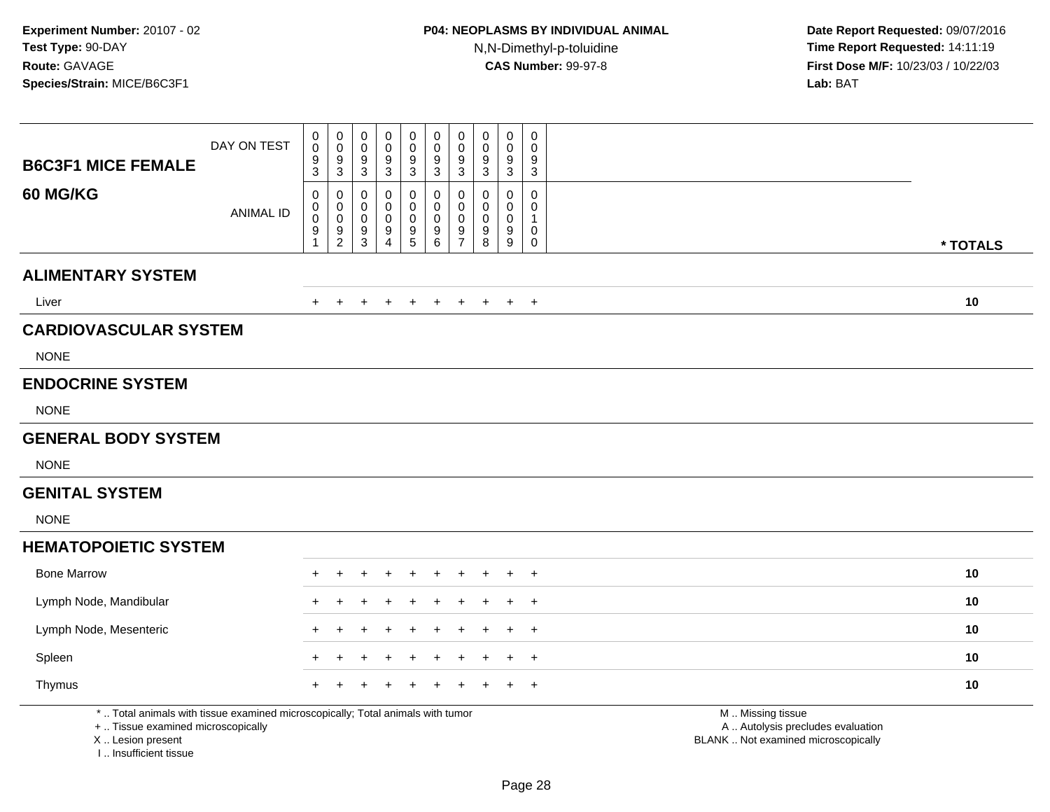**Experiment Number:** 20107 - 02
**Test Type:** 90-DAY
**Route:** GAVAGE
**Species/Strain:** MICE/B6C3F1

**P04: NEOPLASMS BY INDIVIDUAL ANIMAL**
N,N-Dimethyl-p-toluidine
**CAS Number:** 99-97-8

**Date Report Requested:** 09/07/2016
**Time Report Requested:** 14:11:19
**First Dose M/F:** 10/23/03 / 10/22/03
**Lab:** BAT

| B6C3F1 MICE FEMALE 60 MG/KG | | | | | | | | | | | |
|---|---|---|---|---|---|---|---|---|---|---|---|
| DAY ON TEST | 0093 | 0093 | 0093 | 0093 | 0093 | 0093 | 0093 | 0093 | 0093 | 0093 | |
| ANIMAL ID | 00091 | 00092 | 00093 | 00094 | 00095 | 00096 | 00097 | 00098 | 00099 | 00100 | * TOTALS |
| **ALIMENTARY SYSTEM** | | | | | | | | | | | |
| Liver | + | + | + | + | + | + | + | + | + | + | 10 |
| **CARDIOVASCULAR SYSTEM** | | | | | | | | | | | |
| NONE | | | | | | | | | | | |
| **ENDOCRINE SYSTEM** | | | | | | | | | | | |
| NONE | | | | | | | | | | | |
| **GENERAL BODY SYSTEM** | | | | | | | | | | | |
| NONE | | | | | | | | | | | |
| **GENITAL SYSTEM** | | | | | | | | | | | |
| NONE | | | | | | | | | | | |
| **HEMATOPOIETIC SYSTEM** | | | | | | | | | | | |
| Bone Marrow | + | + | + | + | + | + | + | + | + | + | 10 |
| Lymph Node, Mandibular | + | + | + | + | + | + | + | + | + | + | 10 |
| Lymph Node, Mesenteric | + | + | + | + | + | + | + | + | + | + | 10 |
| Spleen | + | + | + | + | + | + | + | + | + | + | 10 |
| Thymus | + | + | + | + | + | + | + | + | + | + | 10 |

* .. Total animals with tissue examined microscopically; Total animals with tumor
+ .. Tissue examined microscopically
X .. Lesion present
I .. Insufficient tissue

M .. Missing tissue
A .. Autolysis precludes evaluation
BLANK .. Not examined microscopically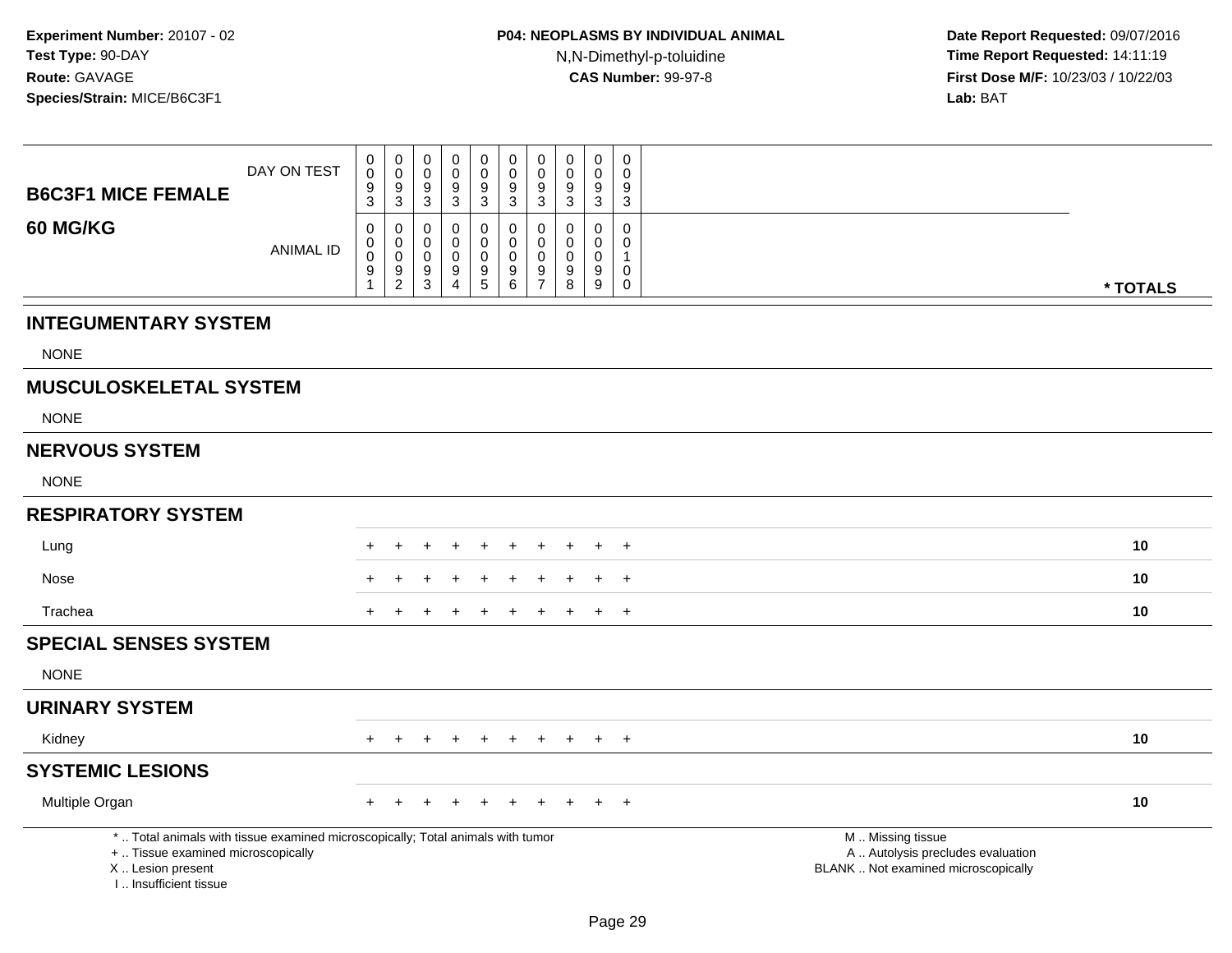**Experiment Number:** 20107 - 02
**Test Type:** 90-DAY
**Route:** GAVAGE
**Species/Strain:** MICE/B6C3F1

**P04: NEOPLASMS BY INDIVIDUAL ANIMAL**
N,N-Dimethyl-p-toluidine
**CAS Number:** 99-97-8

**Date Report Requested:** 09/07/2016
**Time Report Requested:** 14:11:19
**First Dose M/F:** 10/23/03 / 10/22/03
**Lab:** BAT

| B6C3F1 MICE FEMALE 60 MG/KG | | | | | | | | | | | |
|---|---|---|---|---|---|---|---|---|---|---|---|
| DAY ON TEST | 0093 | 0093 | 0093 | 0093 | 0093 | 0093 | 0093 | 0093 | 0093 | 0093 | |
| ANIMAL ID | 00091 | 00092 | 00093 | 00094 | 00095 | 00096 | 00097 | 00098 | 00099 | 00100 | * TOTALS |
| **INTEGUMENTARY SYSTEM** | | | | | | | | | | | |
| NONE | | | | | | | | | | | |
| **MUSCULOSKELETAL SYSTEM** | | | | | | | | | | | |
| NONE | | | | | | | | | | | |
| **NERVOUS SYSTEM** | | | | | | | | | | | |
| NONE | | | | | | | | | | | |
| **RESPIRATORY SYSTEM** | | | | | | | | | | | |
| Lung | + | + | + | + | + | + | + | + | + | + | 10 |
| Nose | + | + | + | + | + | + | + | + | + | + | 10 |
| Trachea | + | + | + | + | + | + | + | + | + | + | 10 |
| **SPECIAL SENSES SYSTEM** | | | | | | | | | | | |
| NONE | | | | | | | | | | | |
| **URINARY SYSTEM** | | | | | | | | | | | |
| Kidney | + | + | + | + | + | + | + | + | + | + | 10 |
| **SYSTEMIC LESIONS** | | | | | | | | | | | |
| Multiple Organ | + | + | + | + | + | + | + | + | + | + | 10 |

* .. Total animals with tissue examined microscopically; Total animals with tumor
+ .. Tissue examined microscopically
X .. Lesion present
I .. Insufficient tissue

M .. Missing tissue
A .. Autolysis precludes evaluation
BLANK .. Not examined microscopically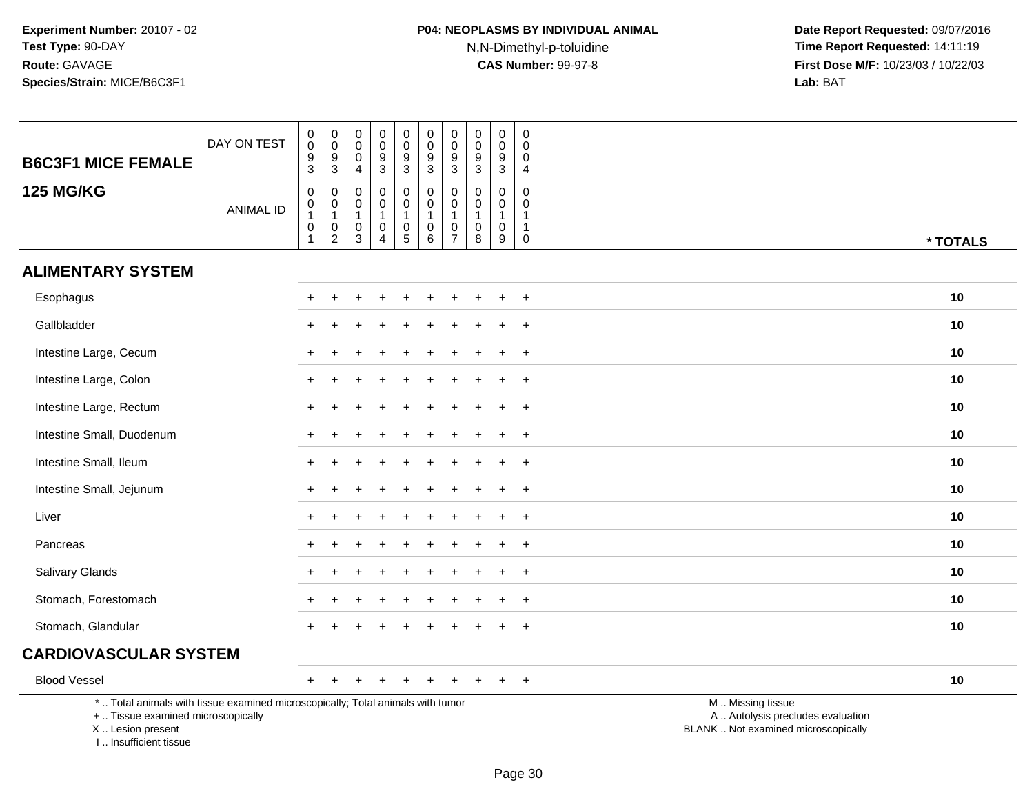**Experiment Number:** 20107 - 02
**Test Type:** 90-DAY
**Route:** GAVAGE
**Species/Strain:** MICE/B6C3F1

**P04: NEOPLASMS BY INDIVIDUAL ANIMAL**
N,N-Dimethyl-p-toluidine
**CAS Number:** 99-97-8

**Date Report Requested:** 09/07/2016
**Time Report Requested:** 14:11:19
**First Dose M/F:** 10/23/03 / 10/22/03
**Lab:** BAT

## B6C3F1 MICE FEMALE 125 MG/KG

| | | | | | | | | | | | |
|---|---|---|---|---|---|---|---|---|---|---|---|
| DAY ON TEST | 0093 | 0093 | 0004 | 0093 | 0093 | 0093 | 0093 | 0093 | 0093 | 0004 | |
| ANIMAL ID | 00101 | 00102 | 00103 | 00104 | 00105 | 00106 | 00107 | 00108 | 00109 | 00110 | * TOTALS |
| **ALIMENTARY SYSTEM** | | | | | | | | | | | |
| Esophagus | + | + | + | + | + | + | + | + | + | + | 10 |
| Gallbladder | + | + | + | + | + | + | + | + | + | + | 10 |
| Intestine Large, Cecum | + | + | + | + | + | + | + | + | + | + | 10 |
| Intestine Large, Colon | + | + | + | + | + | + | + | + | + | + | 10 |
| Intestine Large, Rectum | + | + | + | + | + | + | + | + | + | + | 10 |
| Intestine Small, Duodenum | + | + | + | + | + | + | + | + | + | + | 10 |
| Intestine Small, Ileum | + | + | + | + | + | + | + | + | + | + | 10 |
| Intestine Small, Jejunum | + | + | + | + | + | + | + | + | + | + | 10 |
| Liver | + | + | + | + | + | + | + | + | + | + | 10 |
| Pancreas | + | + | + | + | + | + | + | + | + | + | 10 |
| Salivary Glands | + | + | + | + | + | + | + | + | + | + | 10 |
| Stomach, Forestomach | + | + | + | + | + | + | + | + | + | + | 10 |
| Stomach, Glandular | + | + | + | + | + | + | + | + | + | + | 10 |
| **CARDIOVASCULAR SYSTEM** | | | | | | | | | | | |
| Blood Vessel | + | + | + | + | + | + | + | + | + | + | 10 |

* .. Total animals with tissue examined microscopically; Total animals with tumor
+ .. Tissue examined microscopically
X .. Lesion present
I .. Insufficient tissue

M .. Missing tissue
A .. Autolysis precludes evaluation
BLANK .. Not examined microscopically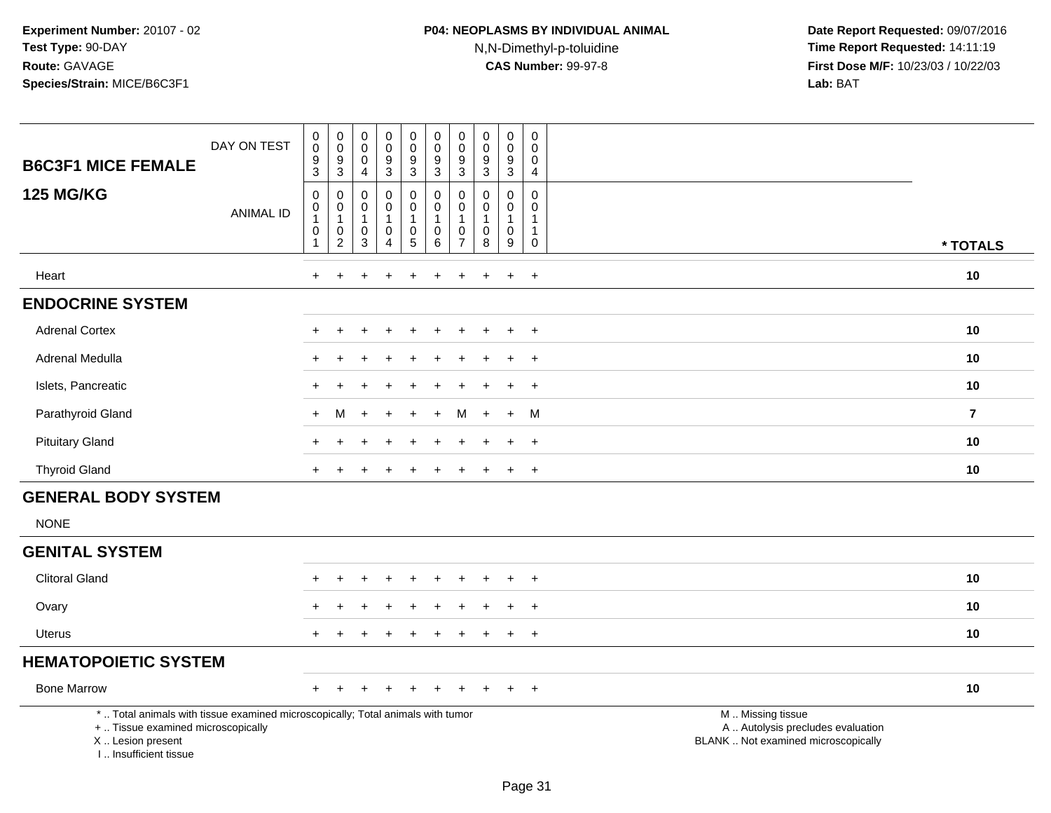**Experiment Number:** 20107 - 02
**Test Type:** 90-DAY
**Route:** GAVAGE
**Species/Strain:** MICE/B6C3F1

**P04: NEOPLASMS BY INDIVIDUAL ANIMAL**
N,N-Dimethyl-p-toluidine
**CAS Number:** 99-97-8

**Date Report Requested:** 09/07/2016
**Time Report Requested:** 14:11:19
**First Dose M/F:** 10/23/03 / 10/22/03
**Lab:** BAT

| B6C3F1 MICE FEMALE 125 MG/KG | | | | | | | | | | | |
|---|---|---|---|---|---|---|---|---|---|---|---|
| DAY ON TEST | 0093 | 0093 | 0004 | 0093 | 0093 | 0093 | 0093 | 0093 | 0093 | 0004 | |
| ANIMAL ID | 00101 | 00102 | 00103 | 00104 | 00105 | 00106 | 00107 | 00108 | 00109 | 00110 | * TOTALS |
| Heart | + | + | + | + | + | + | + | + | + | + | 10 |
| **ENDOCRINE SYSTEM** | | | | | | | | | | | |
| Adrenal Cortex | + | + | + | + | + | + | + | + | + | + | 10 |
| Adrenal Medulla | + | + | + | + | + | + | + | + | + | + | 10 |
| Islets, Pancreatic | + | + | + | + | + | + | + | + | + | + | 10 |
| Parathyroid Gland | + | M | + | + | + | + | M | + | + | M | 7 |
| Pituitary Gland | + | + | + | + | + | + | + | + | + | + | 10 |
| Thyroid Gland | + | + | + | + | + | + | + | + | + | + | 10 |
| **GENERAL BODY SYSTEM** | | | | | | | | | | | |
| NONE | | | | | | | | | | | |
| **GENITAL SYSTEM** | | | | | | | | | | | |
| Clitoral Gland | + | + | + | + | + | + | + | + | + | + | 10 |
| Ovary | + | + | + | + | + | + | + | + | + | + | 10 |
| Uterus | + | + | + | + | + | + | + | + | + | + | 10 |
| **HEMATOPOIETIC SYSTEM** | | | | | | | | | | | |
| Bone Marrow | + | + | + | + | + | + | + | + | + | + | 10 |

\* .. Total animals with tissue examined microscopically; Total animals with tumor
\+ .. Tissue examined microscopically
X .. Lesion present
I .. Insufficient tissue

M .. Missing tissue
A .. Autolysis precludes evaluation
BLANK .. Not examined microscopically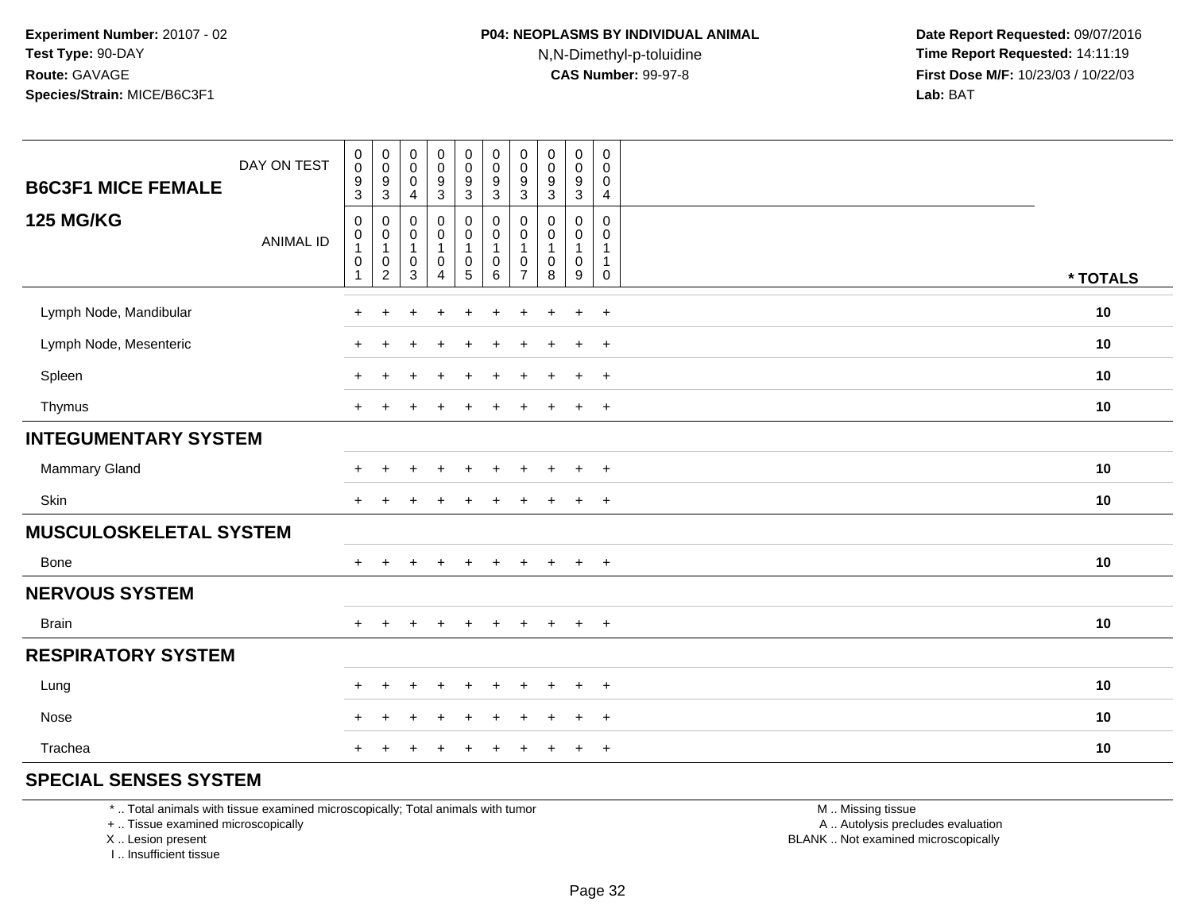**Experiment Number:** 20107 - 02
**Test Type:** 90-DAY
**Route:** GAVAGE
**Species/Strain:** MICE/B6C3F1

**P04: NEOPLASMS BY INDIVIDUAL ANIMAL**
N,N-Dimethyl-p-toluidine
**CAS Number:** 99-97-8

**Date Report Requested:** 09/07/2016
**Time Report Requested:** 14:11:19
**First Dose M/F:** 10/23/03 / 10/22/03
**Lab:** BAT

| B6C3F1 MICE FEMALE 125 MG/KG | | | | | | | | | | | |
|---|---|---|---|---|---|---|---|---|---|---|---|
| DAY ON TEST | 0093 | 0093 | 0004 | 0093 | 0093 | 0093 | 0093 | 0093 | 0093 | 0004 | |
| ANIMAL ID | 00101 | 00102 | 00103 | 00104 | 00105 | 00106 | 00107 | 00108 | 00109 | 00110 | * TOTALS |
| Lymph Node, Mandibular | + | + | + | + | + | + | + | + | + | + | 10 |
| Lymph Node, Mesenteric | + | + | + | + | + | + | + | + | + | + | 10 |
| Spleen | + | + | + | + | + | + | + | + | + | + | 10 |
| Thymus | + | + | + | + | + | + | + | + | + | + | 10 |
| **INTEGUMENTARY SYSTEM** | | | | | | | | | | | |
| Mammary Gland | + | + | + | + | + | + | + | + | + | + | 10 |
| Skin | + | + | + | + | + | + | + | + | + | + | 10 |
| **MUSCULOSKELETAL SYSTEM** | | | | | | | | | | | |
| Bone | + | + | + | + | + | + | + | + | + | + | 10 |
| **NERVOUS SYSTEM** | | | | | | | | | | | |
| Brain | + | + | + | + | + | + | + | + | + | + | 10 |
| **RESPIRATORY SYSTEM** | | | | | | | | | | | |
| Lung | + | + | + | + | + | + | + | + | + | + | 10 |
| Nose | + | + | + | + | + | + | + | + | + | + | 10 |
| Trachea | + | + | + | + | + | + | + | + | + | + | 10 |
| **SPECIAL SENSES SYSTEM** | | | | | | | | | | | |

* .. Total animals with tissue examined microscopically; Total animals with tumor
+ .. Tissue examined microscopically
X .. Lesion present
I .. Insufficient tissue

M .. Missing tissue
A .. Autolysis precludes evaluation
BLANK .. Not examined microscopically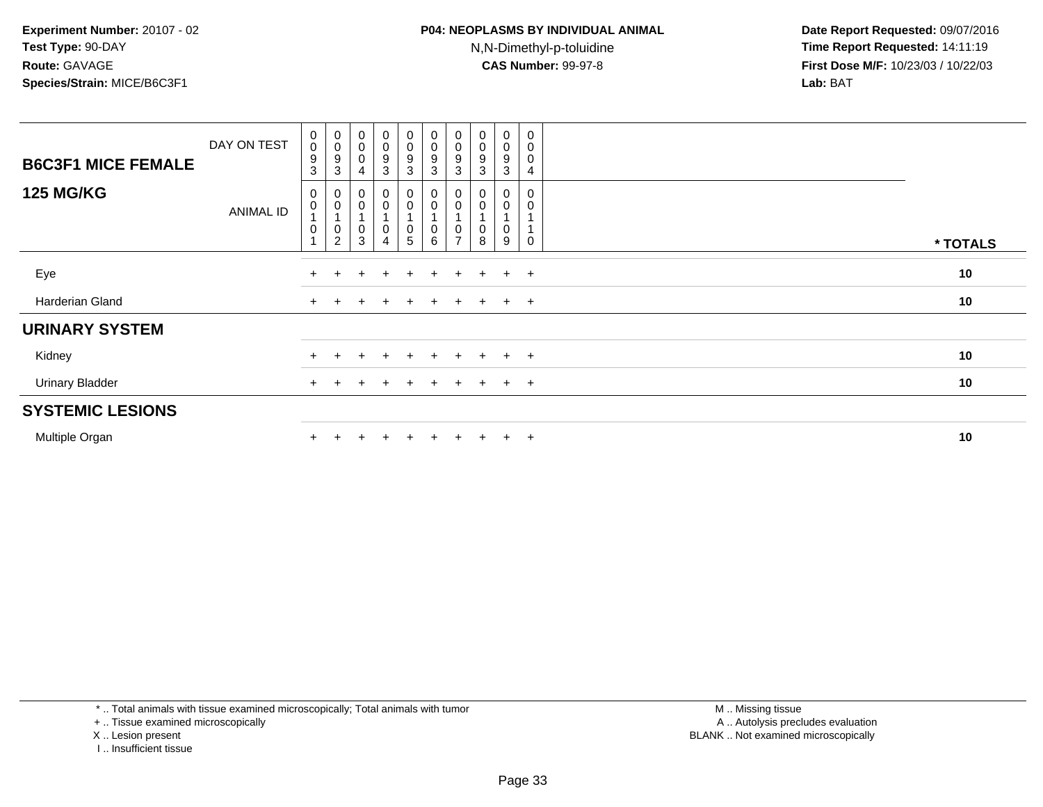**Experiment Number:** 20107 - 02
**Test Type:** 90-DAY
**Route:** GAVAGE
**Species/Strain:** MICE/B6C3F1

**P04: NEOPLASMS BY INDIVIDUAL ANIMAL**
N,N-Dimethyl-p-toluidine
**CAS Number:** 99-97-8

**Date Report Requested:** 09/07/2016
**Time Report Requested:** 14:11:19
**First Dose M/F:** 10/23/03 / 10/22/03
**Lab:** BAT

| B6C3F1 MICE FEMALE — DAY ON TEST | 0093 | 0093 | 0004 | 0093 | 0093 | 0093 | 0093 | 0093 | 0093 | 0004 | |
|---|---|---|---|---|---|---|---|---|---|---|---|
| **125 MG/KG** — ANIMAL ID | 00101 | 00102 | 00103 | 00104 | 00105 | 00106 | 00107 | 00108 | 00109 | 00110 | *** TOTALS** |
| Eye | + | + | + | + | + | + | + | + | + | + | **10** |
| Harderian Gland | + | + | + | + | + | + | + | + | + | + | **10** |
| **URINARY SYSTEM** | | | | | | | | | | | |
| Kidney | + | + | + | + | + | + | + | + | + | + | **10** |
| Urinary Bladder | + | + | + | + | + | + | + | + | + | + | **10** |
| **SYSTEMIC LESIONS** | | | | | | | | | | | |
| Multiple Organ | + | + | + | + | + | + | + | + | + | + | **10** |

* .. Total animals with tissue examined microscopically; Total animals with tumor
+ .. Tissue examined microscopically
X .. Lesion present
I .. Insufficient tissue

M .. Missing tissue
A .. Autolysis precludes evaluation
BLANK .. Not examined microscopically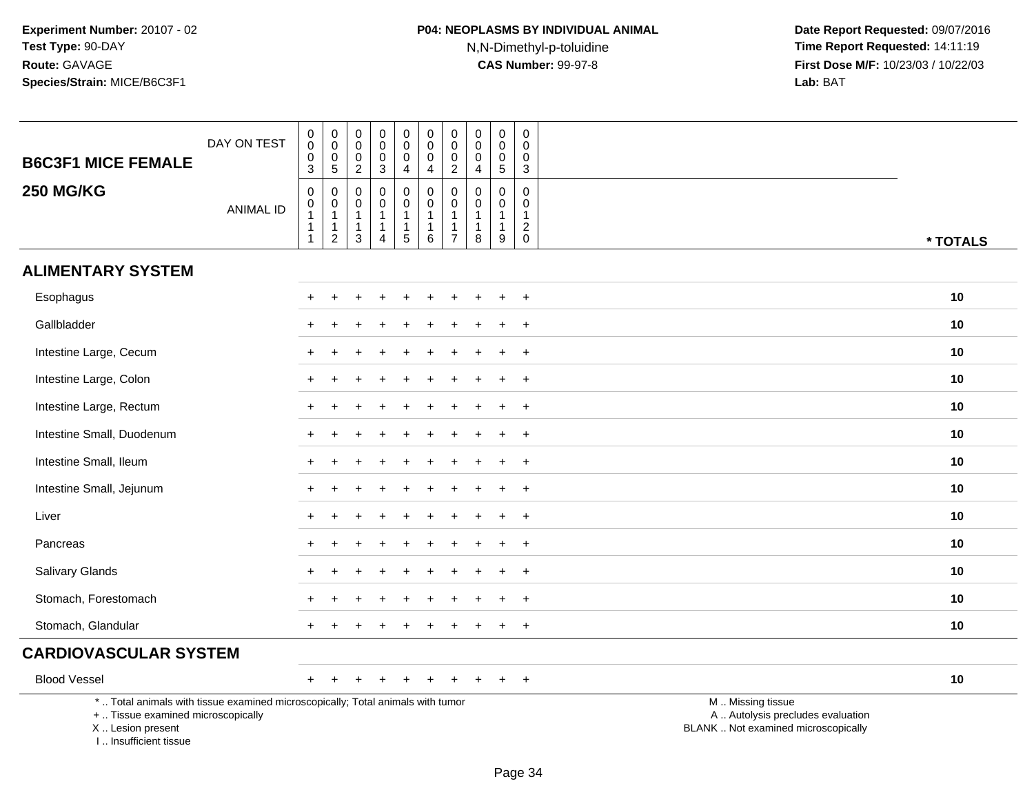Experiment Number: 20107 - 02
Test Type: 90-DAY
Route: GAVAGE
Species/Strain: MICE/B6C3F1

**P04: NEOPLASMS BY INDIVIDUAL ANIMAL**
N,N-Dimethyl-p-toluidine
**CAS Number:** 99-97-8

Date Report Requested: 09/07/2016
Time Report Requested: 14:11:19
First Dose M/F: 10/23/03 / 10/22/03
Lab: BAT

## B6C3F1 MICE FEMALE

## 250 MG/KG

| DAY ON TEST | 0003 | 0005 | 0002 | 0003 | 0004 | 0004 | 0002 | 0004 | 0005 | 0003 | |
|---|---|---|---|---|---|---|---|---|---|---|---|
| ANIMAL ID | 00111 | 00112 | 00113 | 00114 | 00115 | 00116 | 00117 | 00118 | 00119 | 00120 | * TOTALS |
| **ALIMENTARY SYSTEM** | | | | | | | | | | | |
| Esophagus | + | + | + | + | + | + | + | + | + | + | 10 |
| Gallbladder | + | + | + | + | + | + | + | + | + | + | 10 |
| Intestine Large, Cecum | + | + | + | + | + | + | + | + | + | + | 10 |
| Intestine Large, Colon | + | + | + | + | + | + | + | + | + | + | 10 |
| Intestine Large, Rectum | + | + | + | + | + | + | + | + | + | + | 10 |
| Intestine Small, Duodenum | + | + | + | + | + | + | + | + | + | + | 10 |
| Intestine Small, Ileum | + | + | + | + | + | + | + | + | + | + | 10 |
| Intestine Small, Jejunum | + | + | + | + | + | + | + | + | + | + | 10 |
| Liver | + | + | + | + | + | + | + | + | + | + | 10 |
| Pancreas | + | + | + | + | + | + | + | + | + | + | 10 |
| Salivary Glands | + | + | + | + | + | + | + | + | + | + | 10 |
| Stomach, Forestomach | + | + | + | + | + | + | + | + | + | + | 10 |
| Stomach, Glandular | + | + | + | + | + | + | + | + | + | + | 10 |
| **CARDIOVASCULAR SYSTEM** | | | | | | | | | | | |
| Blood Vessel | + | + | + | + | + | + | + | + | + | + | 10 |

\* .. Total animals with tissue examined microscopically; Total animals with tumor
\+ .. Tissue examined microscopically
X .. Lesion present
I .. Insufficient tissue

M .. Missing tissue
A .. Autolysis precludes evaluation
BLANK .. Not examined microscopically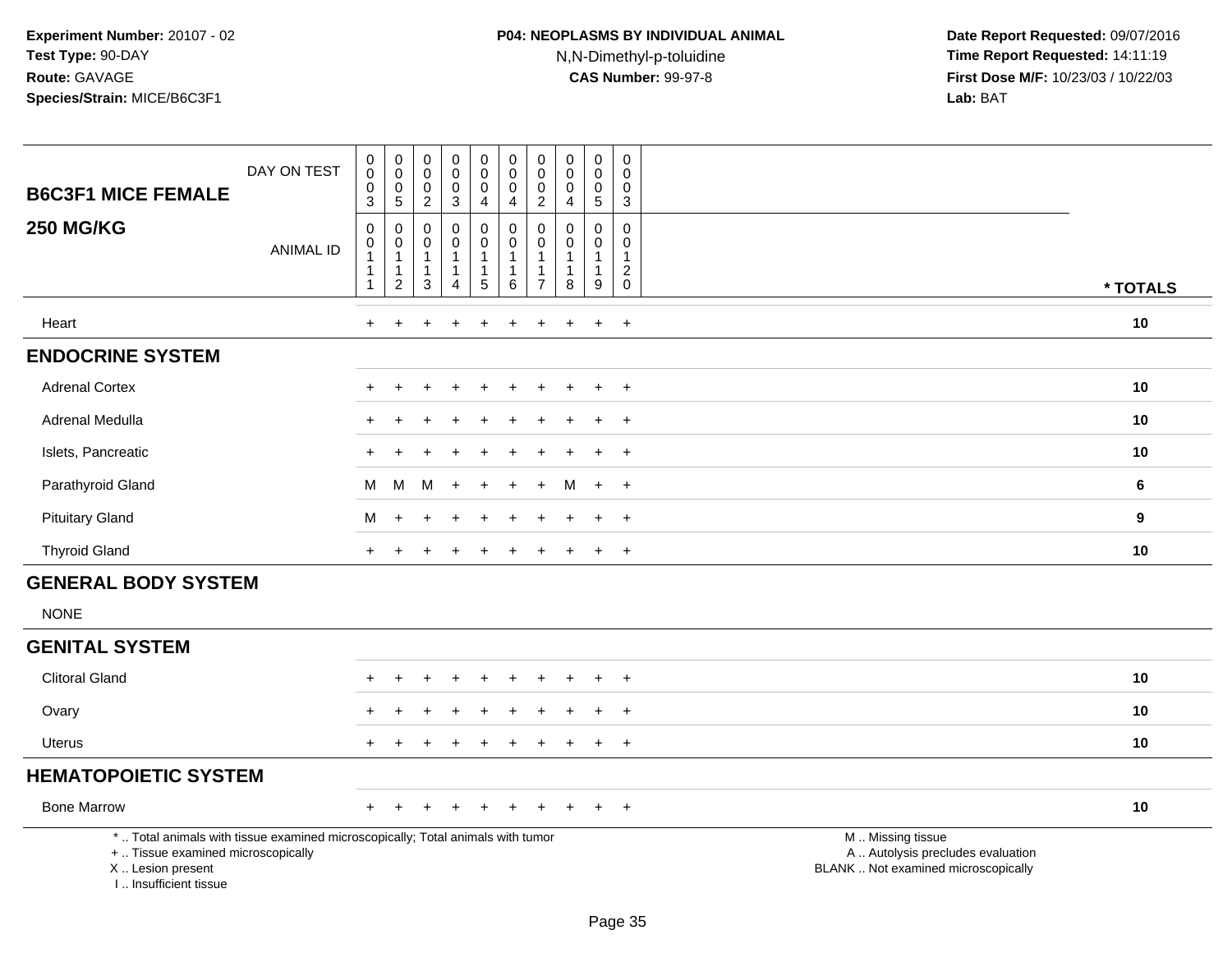**Experiment Number:** 20107 - 02
**Test Type:** 90-DAY
**Route:** GAVAGE
**Species/Strain:** MICE/B6C3F1

**P04: NEOPLASMS BY INDIVIDUAL ANIMAL**
N,N-Dimethyl-p-toluidine
**CAS Number:** 99-97-8

**Date Report Requested:** 09/07/2016
**Time Report Requested:** 14:11:19
**First Dose M/F:** 10/23/03 / 10/22/03
**Lab:** BAT

| B6C3F1 MICE FEMALE 250 MG/KG | | | | | | | | | | | |
|---|---|---|---|---|---|---|---|---|---|---|---|
| DAY ON TEST | 0003 | 0005 | 0002 | 0003 | 0004 | 0004 | 0002 | 0004 | 0005 | 0003 | |
| ANIMAL ID | 00111 | 00112 | 00113 | 00114 | 00115 | 00116 | 00117 | 00118 | 00119 | 00120 | * TOTALS |
| Heart | + | + | + | + | + | + | + | + | + | + | 10 |
| **ENDOCRINE SYSTEM** | | | | | | | | | | | |
| Adrenal Cortex | + | + | + | + | + | + | + | + | + | + | 10 |
| Adrenal Medulla | + | + | + | + | + | + | + | + | + | + | 10 |
| Islets, Pancreatic | + | + | + | + | + | + | + | + | + | + | 10 |
| Parathyroid Gland | M | M | M | + | + | + | + | M | + | + | 6 |
| Pituitary Gland | M | + | + | + | + | + | + | + | + | + | 9 |
| Thyroid Gland | + | + | + | + | + | + | + | + | + | + | 10 |
| **GENERAL BODY SYSTEM** | | | | | | | | | | | |
| NONE | | | | | | | | | | | |
| **GENITAL SYSTEM** | | | | | | | | | | | |
| Clitoral Gland | + | + | + | + | + | + | + | + | + | + | 10 |
| Ovary | + | + | + | + | + | + | + | + | + | + | 10 |
| Uterus | + | + | + | + | + | + | + | + | + | + | 10 |
| **HEMATOPOIETIC SYSTEM** | | | | | | | | | | | |
| Bone Marrow | + | + | + | + | + | + | + | + | + | + | 10 |

\* .. Total animals with tissue examined microscopically; Total animals with tumor
\+ .. Tissue examined microscopically
X .. Lesion present
I .. Insufficient tissue

M .. Missing tissue
A .. Autolysis precludes evaluation
BLANK .. Not examined microscopically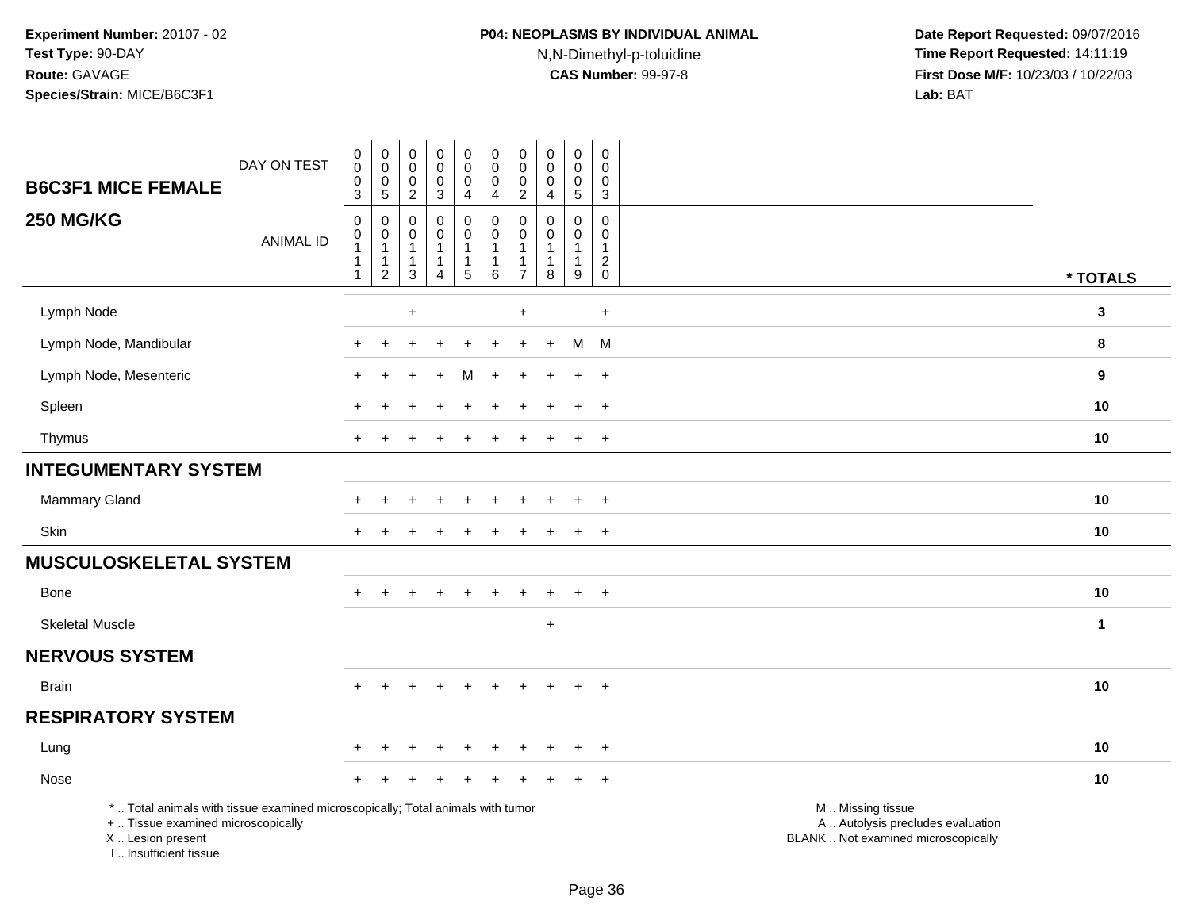**Experiment Number:** 20107 - 02
**Test Type:** 90-DAY
**Route:** GAVAGE
**Species/Strain:** MICE/B6C3F1

**P04: NEOPLASMS BY INDIVIDUAL ANIMAL**
N,N-Dimethyl-p-toluidine
**CAS Number:** 99-97-8

**Date Report Requested:** 09/07/2016
**Time Report Requested:** 14:11:19
**First Dose M/F:** 10/23/03 / 10/22/03
**Lab:** BAT

## B6C3F1 MICE FEMALE
## 250 MG/KG

| DAY ON TEST | 0003 | 0005 | 0002 | 0003 | 0004 | 0004 | 0002 | 0004 | 0005 | 0003 | |
|---|---|---|---|---|---|---|---|---|---|---|---|
| ANIMAL ID | 00111 | 00112 | 00113 | 00114 | 00115 | 00116 | 00117 | 00118 | 00119 | 00120 | * TOTALS |
| Lymph Node | | | + | | | | + | | | + | 3 |
| Lymph Node, Mandibular | + | + | + | + | + | + | + | + | M | M | 8 |
| Lymph Node, Mesenteric | + | + | + | + | M | + | + | + | + | + | 9 |
| Spleen | + | + | + | + | + | + | + | + | + | + | 10 |
| Thymus | + | + | + | + | + | + | + | + | + | + | 10 |
| **INTEGUMENTARY SYSTEM** | | | | | | | | | | | |
| Mammary Gland | + | + | + | + | + | + | + | + | + | + | 10 |
| Skin | + | + | + | + | + | + | + | + | + | + | 10 |
| **MUSCULOSKELETAL SYSTEM** | | | | | | | | | | | |
| Bone | + | + | + | + | + | + | + | + | + | + | 10 |
| Skeletal Muscle | | | | | | | | + | | | 1 |
| **NERVOUS SYSTEM** | | | | | | | | | | | |
| Brain | + | + | + | + | + | + | + | + | + | + | 10 |
| **RESPIRATORY SYSTEM** | | | | | | | | | | | |
| Lung | + | + | + | + | + | + | + | + | + | + | 10 |
| Nose | + | + | + | + | + | + | + | + | + | + | 10 |

* .. Total animals with tissue examined microscopically; Total animals with tumor
+ .. Tissue examined microscopically
X .. Lesion present
I .. Insufficient tissue

M .. Missing tissue
A .. Autolysis precludes evaluation
BLANK .. Not examined microscopically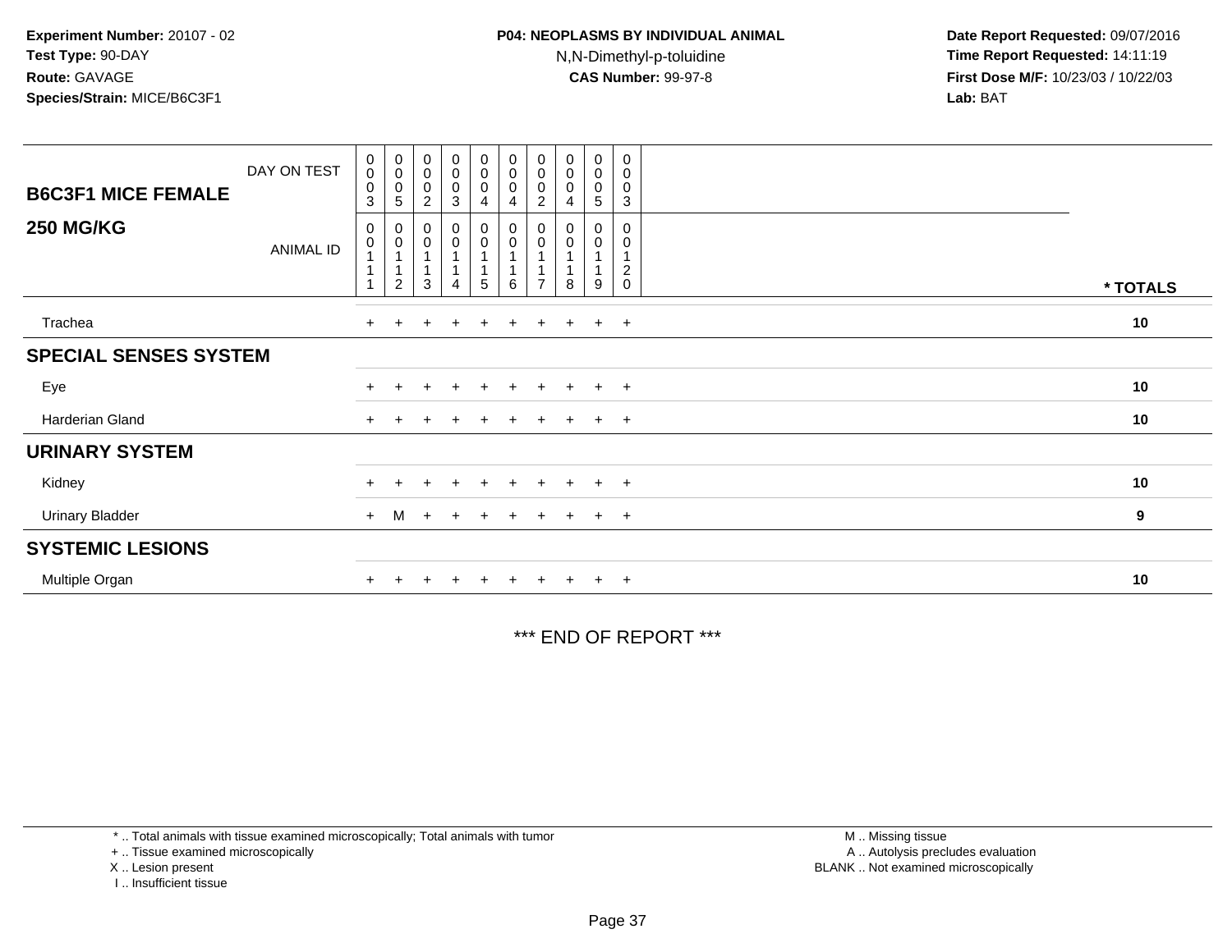**Experiment Number:** 20107 - 02
**Test Type:** 90-DAY
**Route:** GAVAGE
**Species/Strain:** MICE/B6C3F1

**P04: NEOPLASMS BY INDIVIDUAL ANIMAL**
N,N-Dimethyl-p-toluidine
**CAS Number:** 99-97-8

**Date Report Requested:** 09/07/2016
**Time Report Requested:** 14:11:19
**First Dose M/F:** 10/23/03 / 10/22/03
**Lab:** BAT

| **B6C3F1 MICE FEMALE** DAY ON TEST | 0003 | 0005 | 0002 | 0003 | 0004 | 0004 | 0002 | 0004 | 0005 | 0003 | |
|---|---|---|---|---|---|---|---|---|---|---|---|
| **250 MG/KG** ANIMAL ID | 00111 | 00112 | 00113 | 00114 | 00115 | 00116 | 00117 | 00118 | 00119 | 00120 | *** TOTALS** |
| Trachea | + | + | + | + | + | + | + | + | + | + | **10** |
| **SPECIAL SENSES SYSTEM** | | | | | | | | | | | |
| Eye | + | + | + | + | + | + | + | + | + | + | **10** |
| Harderian Gland | + | + | + | + | + | + | + | + | + | + | **10** |
| **URINARY SYSTEM** | | | | | | | | | | | |
| Kidney | + | + | + | + | + | + | + | + | + | + | **10** |
| Urinary Bladder | + | M | + | + | + | + | + | + | + | + | **9** |
| **SYSTEMIC LESIONS** | | | | | | | | | | | |
| Multiple Organ | + | + | + | + | + | + | + | + | + | + | **10** |

*** END OF REPORT ***

\* .. Total animals with tissue examined microscopically; Total animals with tumor
\+ .. Tissue examined microscopically
X .. Lesion present
I .. Insufficient tissue

M .. Missing tissue
A .. Autolysis precludes evaluation
BLANK .. Not examined microscopically